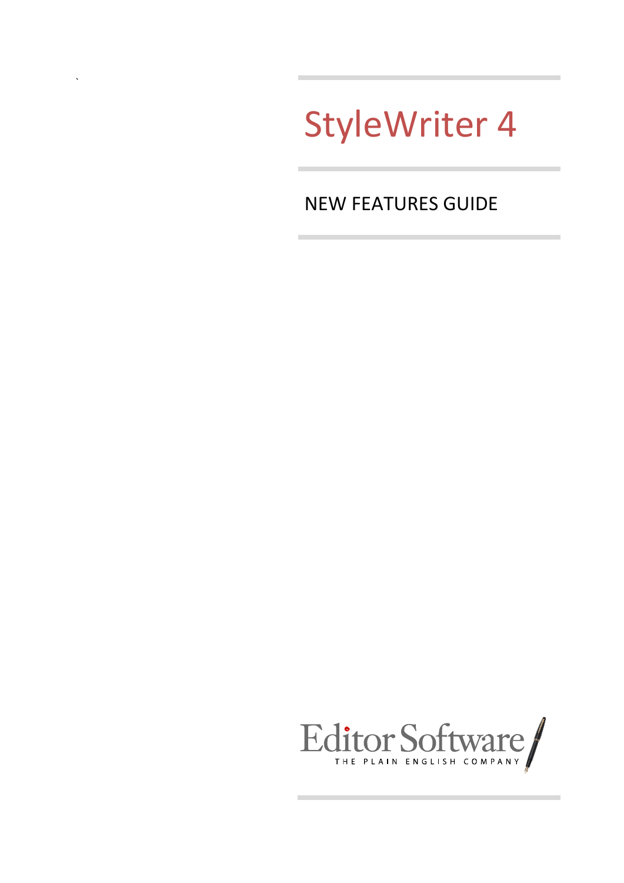# StyleWriter 4

## NEW FEATURES GUIDE

Editor Software

THE PLAIN ENGLISH COMPANY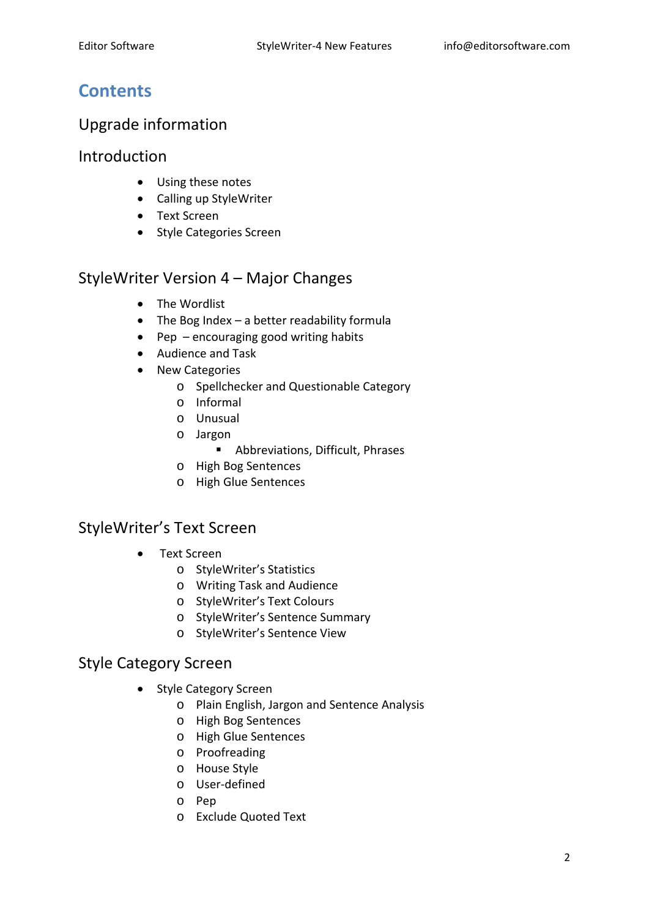# Contents

## Upgrade information

## Introduction

- Using these notes
- Calling up StyleWriter
- Text Screen
- Style Categories Screen

## StyleWriter Version 4 – Major Changes

- The Wordlist
- The Bog Index – a better readability formula
- Pep – encouraging good writing habits
- Audience and Task
- New Categories
  - Spellchecker and Questionable Category
  - Informal
  - Unusual
  - Jargon
    - Abbreviations, Difficult, Phrases
  - High Bog Sentences
  - High Glue Sentences

## StyleWriter's Text Screen

- Text Screen
  - StyleWriter's Statistics
  - Writing Task and Audience
  - StyleWriter's Text Colours
  - StyleWriter's Sentence Summary
  - StyleWriter's Sentence View

## Style Category Screen

- Style Category Screen
  - Plain English, Jargon and Sentence Analysis
  - High Bog Sentences
  - High Glue Sentences
  - Proofreading
  - House Style
  - User-defined
  - Pep
  - Exclude Quoted Text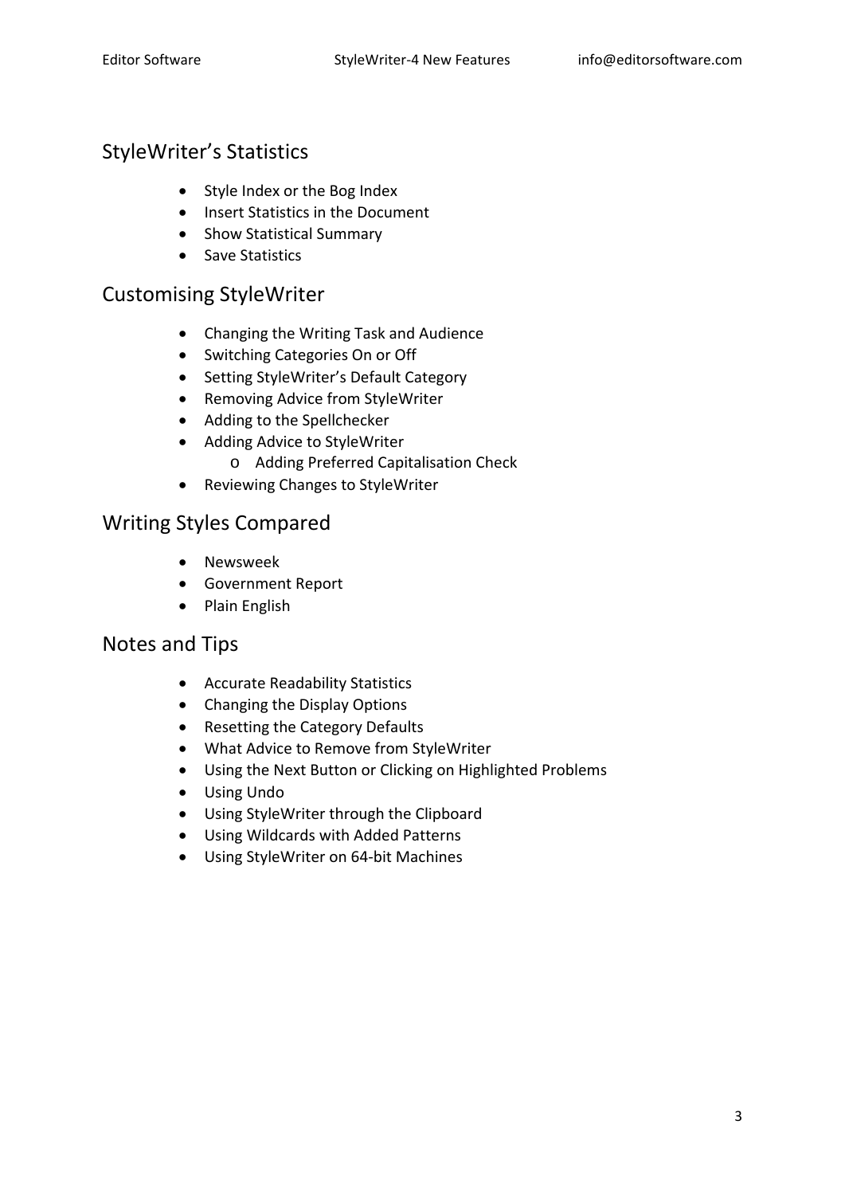## StyleWriter's Statistics

- Style Index or the Bog Index
- Insert Statistics in the Document
- Show Statistical Summary
- Save Statistics

## Customising StyleWriter

- Changing the Writing Task and Audience
- Switching Categories On or Off
- Setting StyleWriter's Default Category
- Removing Advice from StyleWriter
- Adding to the Spellchecker
- Adding Advice to StyleWriter
  - Adding Preferred Capitalisation Check
- Reviewing Changes to StyleWriter

## Writing Styles Compared

- Newsweek
- Government Report
- Plain English

## Notes and Tips

- Accurate Readability Statistics
- Changing the Display Options
- Resetting the Category Defaults
- What Advice to Remove from StyleWriter
- Using the Next Button or Clicking on Highlighted Problems
- Using Undo
- Using StyleWriter through the Clipboard
- Using Wildcards with Added Patterns
- Using StyleWriter on 64-bit Machines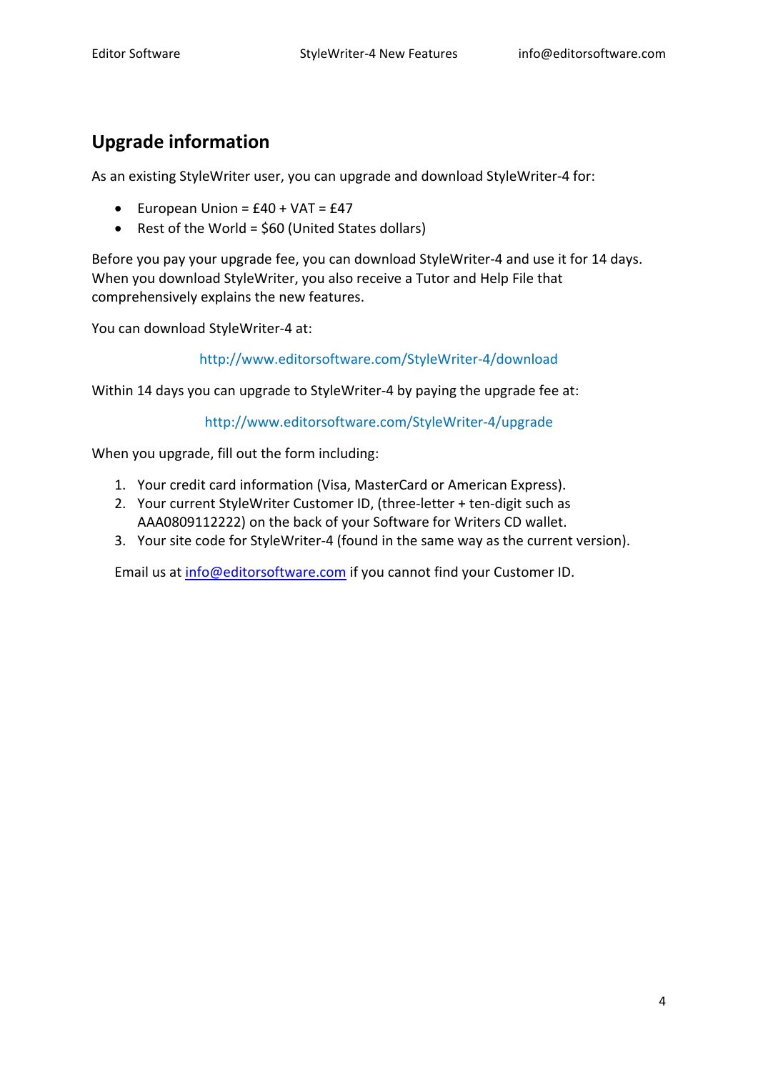## Upgrade information

As an existing StyleWriter user, you can upgrade and download StyleWriter-4 for:

- European Union = £40 + VAT = £47
- Rest of the World = $60 (United States dollars)

Before you pay your upgrade fee, you can download StyleWriter-4 and use it for 14 days. When you download StyleWriter, you also receive a Tutor and Help File that comprehensively explains the new features.

You can download StyleWriter-4 at:

http://www.editorsoftware.com/StyleWriter-4/download

Within 14 days you can upgrade to StyleWriter-4 by paying the upgrade fee at:

http://www.editorsoftware.com/StyleWriter-4/upgrade

When you upgrade, fill out the form including:

1. Your credit card information (Visa, MasterCard or American Express).
2. Your current StyleWriter Customer ID, (three-letter + ten-digit such as AAA0809112222) on the back of your Software for Writers CD wallet.
3. Your site code for StyleWriter-4 (found in the same way as the current version).

Email us at info@editorsoftware.com if you cannot find your Customer ID.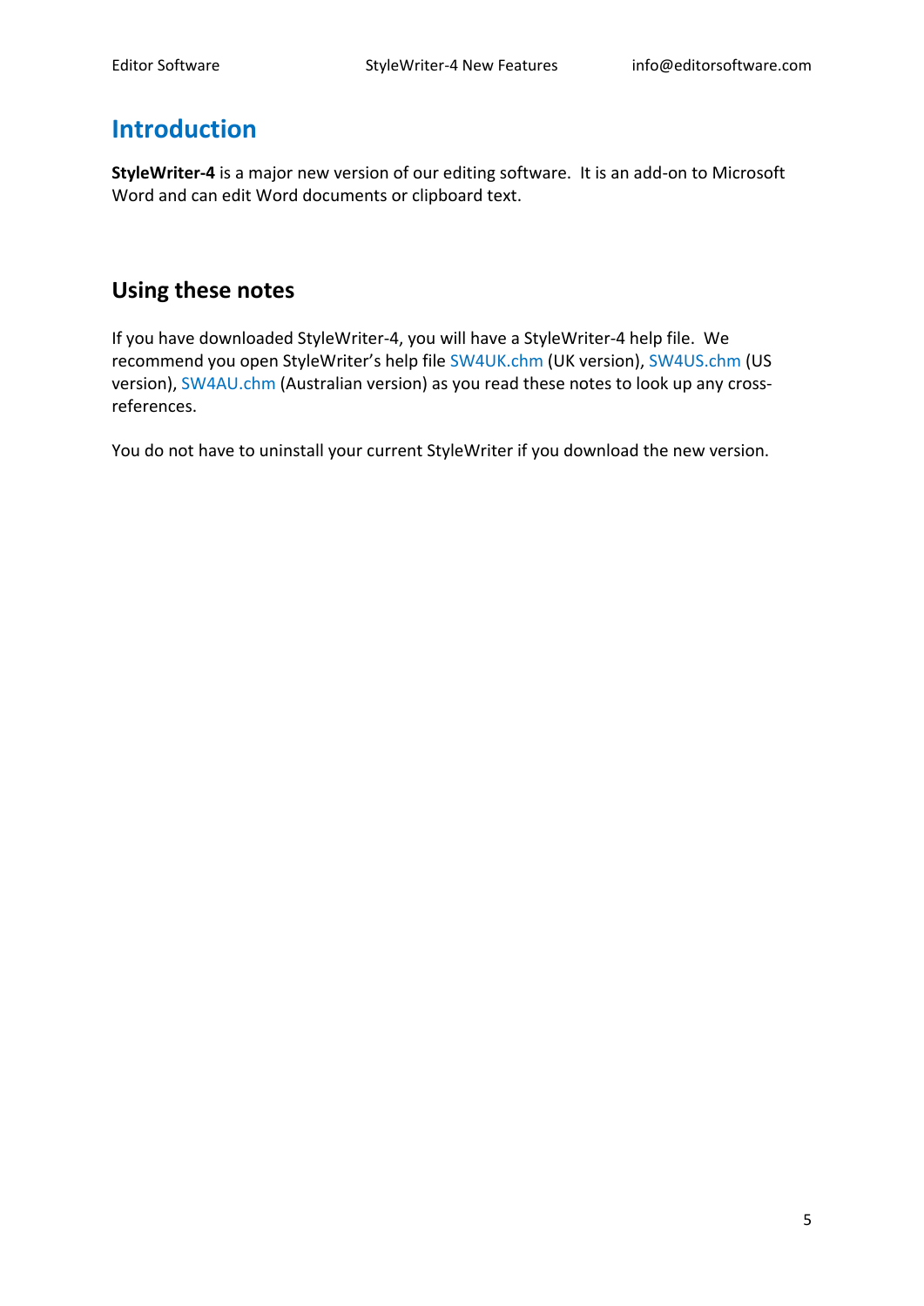# Introduction

**StyleWriter-4** is a major new version of our editing software. It is an add-on to Microsoft Word and can edit Word documents or clipboard text.

## Using these notes

If you have downloaded StyleWriter-4, you will have a StyleWriter-4 help file. We recommend you open StyleWriter's help file SW4UK.chm (UK version), SW4US.chm (US version), SW4AU.chm (Australian version) as you read these notes to look up any cross-references.

You do not have to uninstall your current StyleWriter if you download the new version.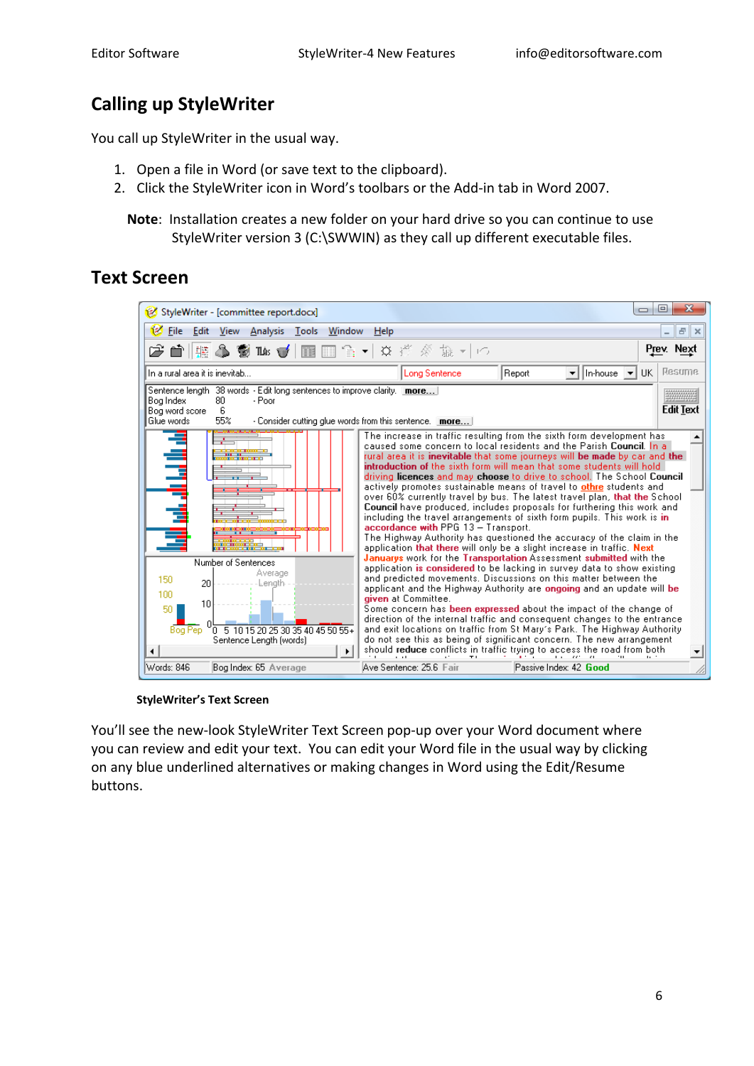## Calling up StyleWriter

You call up StyleWriter in the usual way.

1. Open a file in Word (or save text to the clipboard).
2. Click the StyleWriter icon in Word's toolbars or the Add-in tab in Word 2007.

> **Note**: Installation creates a new folder on your hard drive so you can continue to use StyleWriter version 3 (C:\SWWIN) as they call up different executable files.

## Text Screen

**StyleWriter's Text Screen**

You'll see the new-look StyleWriter Text Screen pop-up over your Word document where you can review and edit your text. You can edit your Word file in the usual way by clicking on any blue underlined alternatives or making changes in Word using the Edit/Resume buttons.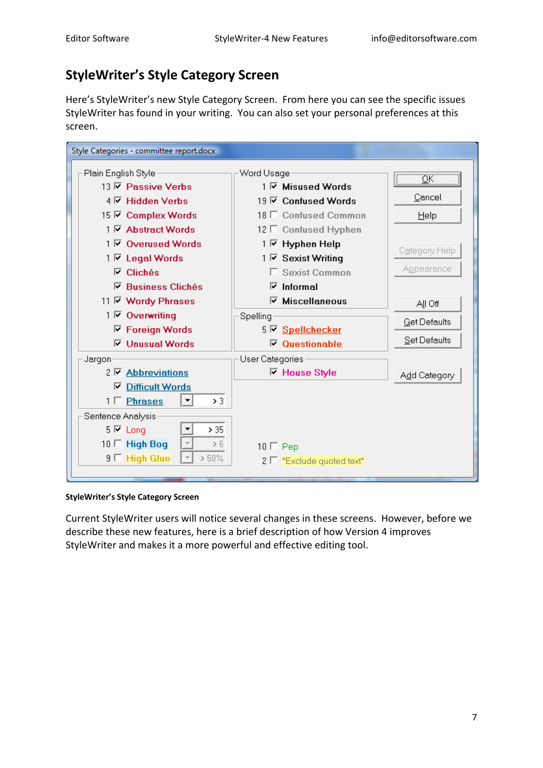## StyleWriter's Style Category Screen

Here's StyleWriter's new Style Category Screen. From here you can see the specific issues StyleWriter has found in your writing. You can also set your personal preferences at this screen.

Style Categories - committee report.docx

**Plain English Style**

- 13 ☑ Passive Verbs
- 4 ☑ Hidden Verbs
- 15 ☑ Complex Words
- 1 ☑ Abstract Words
- 1 ☑ Overused Words
- 1 ☑ Legal Words
- ☑ Clichés
- ☑ Business Clichés
- 11 ☑ Wordy Phrases
- 1 ☑ Overwriting
- ☑ Foreign Words
- ☑ Unusual Words

**Jargon**

- 2 ☑ Abbreviations
- ☑ Difficult Words
- 1 ☐ Phrases > 3

**Sentence Analysis**

- 5 ☑ Long > 35
- 10 ☐ High Bog > 6
- 9 ☐ High Glue > 50%

**Word Usage**

- 1 ☑ Misused Words
- 19 ☑ Confused Words
- 18 ☐ Confused Common
- 12 ☐ Confused Hyphen
- 1 ☑ Hyphen Help
- 1 ☑ Sexist Writing
- ☐ Sexist Common
- ☑ Informal
- ☑ Miscellaneous

**Spelling**

- 5 ☑ Spellchecker
- ☑ Questionable

**User Categories**

- ☑ House Style

- 10 ☐ Pep
- 2 ☐ "Exclude quoted text"

OK | Cancel | Help | Category Help | Appearance | All Off | Get Defaults | Set Defaults | Add Category

**StyleWriter's Style Category Screen**

Current StyleWriter users will notice several changes in these screens. However, before we describe these new features, here is a brief description of how Version 4 improves StyleWriter and makes it a more powerful and effective editing tool.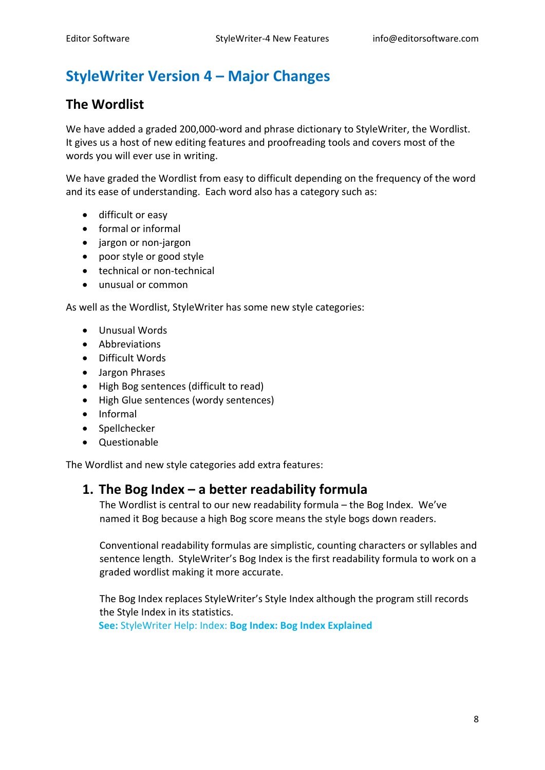# StyleWriter Version 4 – Major Changes

## The Wordlist

We have added a graded 200,000-word and phrase dictionary to StyleWriter, the Wordlist. It gives us a host of new editing features and proofreading tools and covers most of the words you will ever use in writing.

We have graded the Wordlist from easy to difficult depending on the frequency of the word and its ease of understanding. Each word also has a category such as:

- difficult or easy
- formal or informal
- jargon or non-jargon
- poor style or good style
- technical or non-technical
- unusual or common

As well as the Wordlist, StyleWriter has some new style categories:

- Unusual Words
- Abbreviations
- Difficult Words
- Jargon Phrases
- High Bog sentences (difficult to read)
- High Glue sentences (wordy sentences)
- Informal
- Spellchecker
- Questionable

The Wordlist and new style categories add extra features:

### 1. The Bog Index – a better readability formula

The Wordlist is central to our new readability formula – the Bog Index. We've named it Bog because a high Bog score means the style bogs down readers.

Conventional readability formulas are simplistic, counting characters or syllables and sentence length. StyleWriter's Bog Index is the first readability formula to work on a graded wordlist making it more accurate.

The Bog Index replaces StyleWriter's Style Index although the program still records the Style Index in its statistics.
**See:** StyleWriter Help: Index: **Bog Index: Bog Index Explained**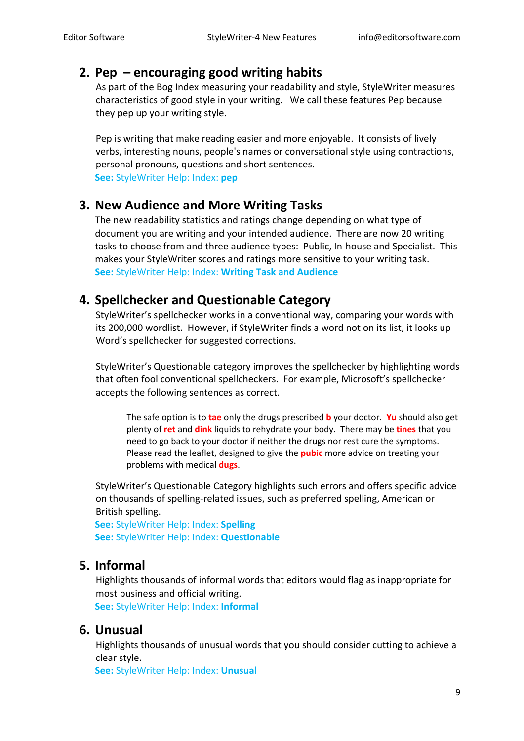## 2. Pep – encouraging good writing habits

As part of the Bog Index measuring your readability and style, StyleWriter measures characteristics of good style in your writing. We call these features Pep because they pep up your writing style.

Pep is writing that make reading easier and more enjoyable. It consists of lively verbs, interesting nouns, people's names or conversational style using contractions, personal pronouns, questions and short sentences.

**See:** StyleWriter Help: Index: **pep**

## 3. New Audience and More Writing Tasks

The new readability statistics and ratings change depending on what type of document you are writing and your intended audience. There are now 20 writing tasks to choose from and three audience types: Public, In-house and Specialist. This makes your StyleWriter scores and ratings more sensitive to your writing task.

**See:** StyleWriter Help: Index: **Writing Task and Audience**

## 4. Spellchecker and Questionable Category

StyleWriter's spellchecker works in a conventional way, comparing your words with its 200,000 wordlist. However, if StyleWriter finds a word not on its list, it looks up Word's spellchecker for suggested corrections.

StyleWriter's Questionable category improves the spellchecker by highlighting words that often fool conventional spellcheckers. For example, Microsoft's spellchecker accepts the following sentences as correct.

> The safe option is to **tae** only the drugs prescribed **b** your doctor. **Yu** should also get plenty of **ret** and **dink** liquids to rehydrate your body. There may be **tines** that you need to go back to your doctor if neither the drugs nor rest cure the symptoms. Please read the leaflet, designed to give the **pubic** more advice on treating your problems with medical **dugs**.

StyleWriter's Questionable Category highlights such errors and offers specific advice on thousands of spelling-related issues, such as preferred spelling, American or British spelling.

**See:** StyleWriter Help: Index: **Spelling**
**See:** StyleWriter Help: Index: **Questionable**

## 5. Informal

Highlights thousands of informal words that editors would flag as inappropriate for most business and official writing.

**See:** StyleWriter Help: Index: **Informal**

## 6. Unusual

Highlights thousands of unusual words that you should consider cutting to achieve a clear style.

**See:** StyleWriter Help: Index: **Unusual**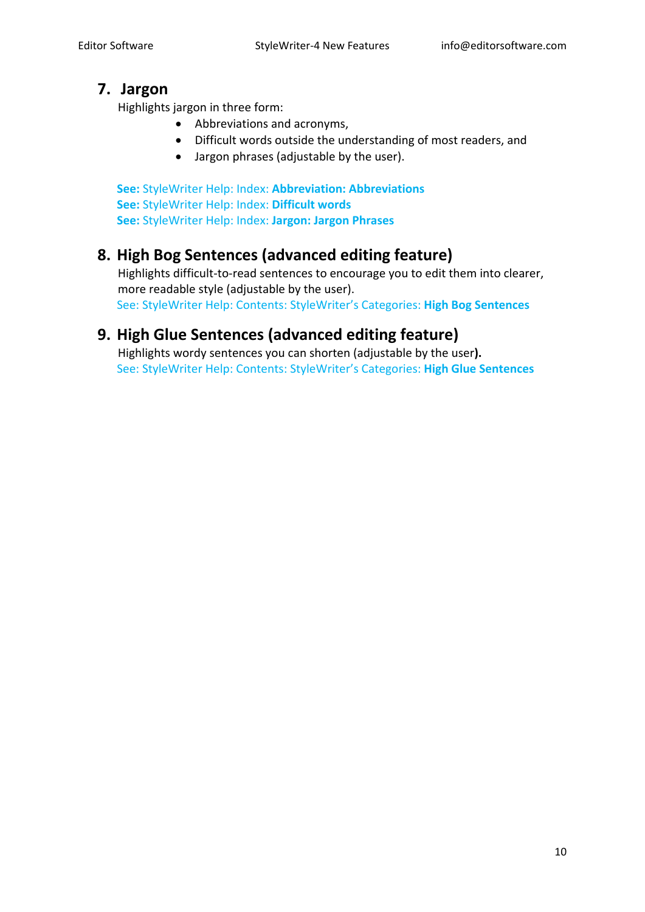## 7. Jargon

Highlights jargon in three form:

- Abbreviations and acronyms,
- Difficult words outside the understanding of most readers, and
- Jargon phrases (adjustable by the user).

**See:** StyleWriter Help: Index: **Abbreviation: Abbreviations**
**See:** StyleWriter Help: Index: **Difficult words**
**See:** StyleWriter Help: Index: **Jargon: Jargon Phrases**

## 8. High Bog Sentences (advanced editing feature)

Highlights difficult-to-read sentences to encourage you to edit them into clearer, more readable style (adjustable by the user).
See: StyleWriter Help: Contents: StyleWriter's Categories: **High Bog Sentences**

## 9. High Glue Sentences (advanced editing feature)

Highlights wordy sentences you can shorten (adjustable by the user)**.**
See: StyleWriter Help: Contents: StyleWriter's Categories: **High Glue Sentences**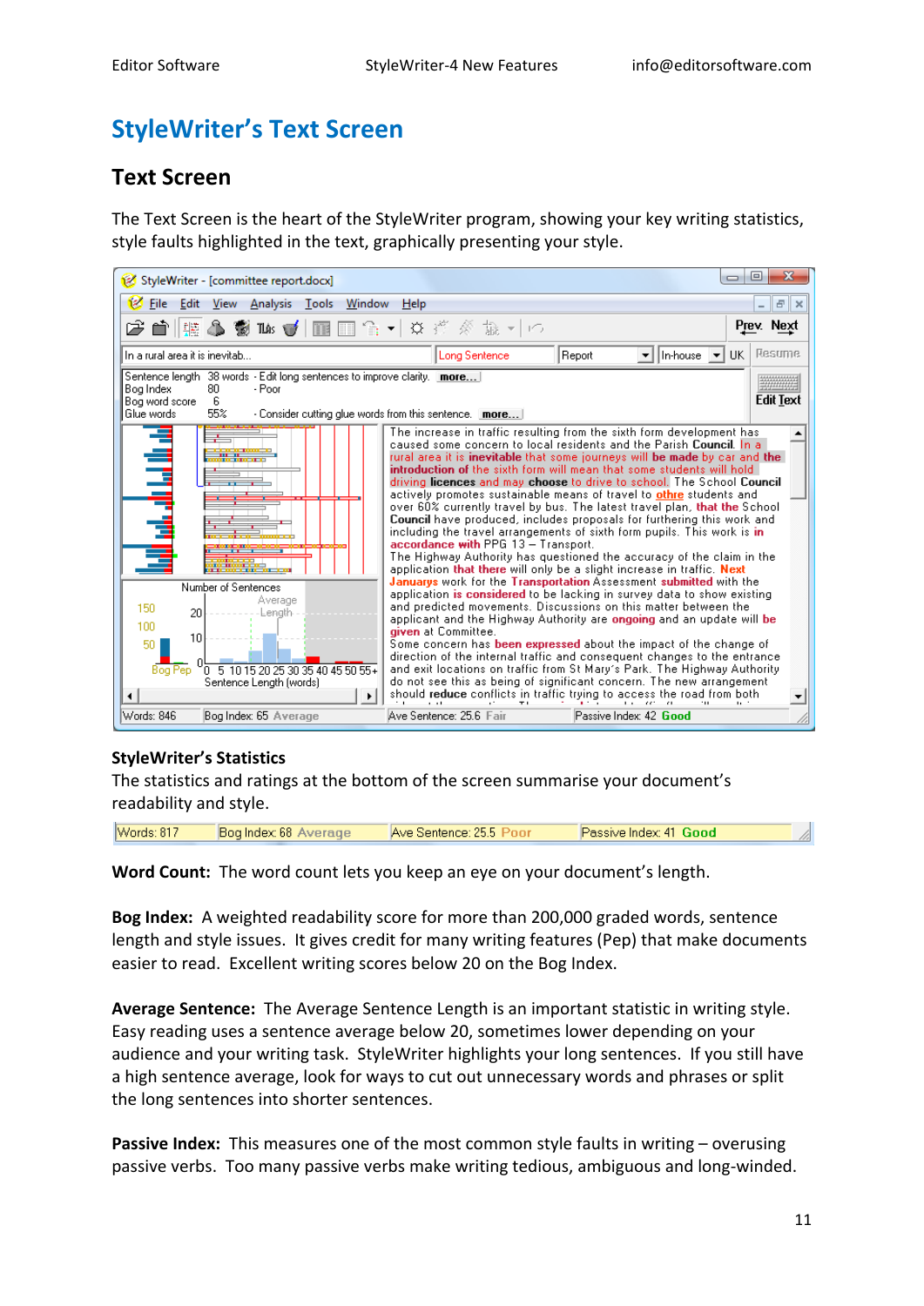# StyleWriter's Text Screen

## Text Screen

The Text Screen is the heart of the StyleWriter program, showing your key writing statistics, style faults highlighted in the text, graphically presenting your style.

**StyleWriter's Statistics**
The statistics and ratings at the bottom of the screen summarise your document's readability and style.

Words: 817 | Bog Index: 68 Average | Ave Sentence: 25.5 Poor | Passive Index: 41 Good

**Word Count:** The word count lets you keep an eye on your document's length.

**Bog Index:** A weighted readability score for more than 200,000 graded words, sentence length and style issues. It gives credit for many writing features (Pep) that make documents easier to read. Excellent writing scores below 20 on the Bog Index.

**Average Sentence:** The Average Sentence Length is an important statistic in writing style. Easy reading uses a sentence average below 20, sometimes lower depending on your audience and your writing task. StyleWriter highlights your long sentences. If you still have a high sentence average, look for ways to cut out unnecessary words and phrases or split the long sentences into shorter sentences.

**Passive Index:** This measures one of the most common style faults in writing – overusing passive verbs. Too many passive verbs make writing tedious, ambiguous and long-winded.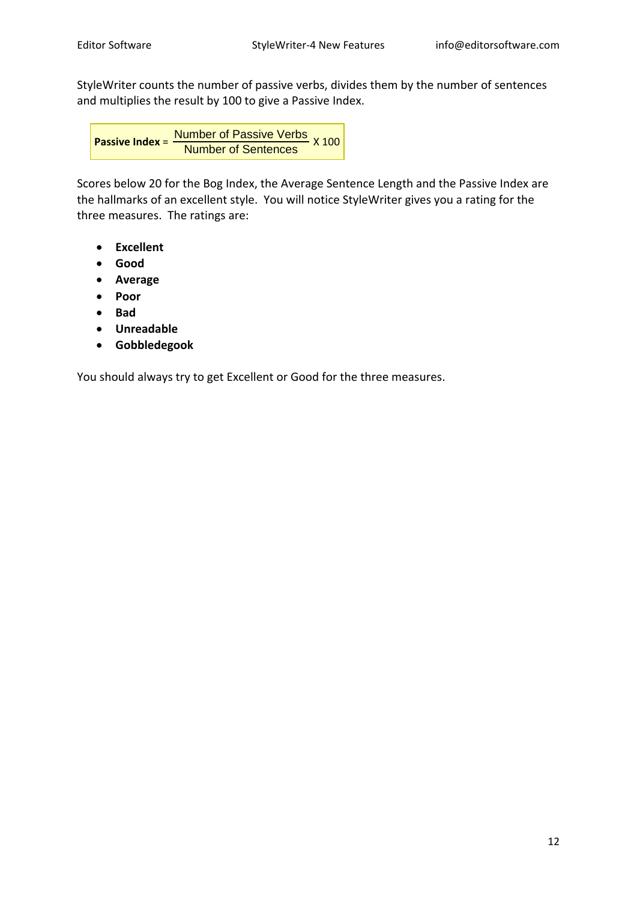StyleWriter counts the number of passive verbs, divides them by the number of sentences and multiplies the result by 100 to give a Passive Index.

$$\textbf{Passive Index} = \frac{\text{Number of Passive Verbs}}{\text{Number of Sentences}} \times 100$$

Scores below 20 for the Bog Index, the Average Sentence Length and the Passive Index are the hallmarks of an excellent style. You will notice StyleWriter gives you a rating for the three measures. The ratings are:

- **Excellent**
- **Good**
- **Average**
- **Poor**
- **Bad**
- **Unreadable**
- **Gobbledegook**

You should always try to get Excellent or Good for the three measures.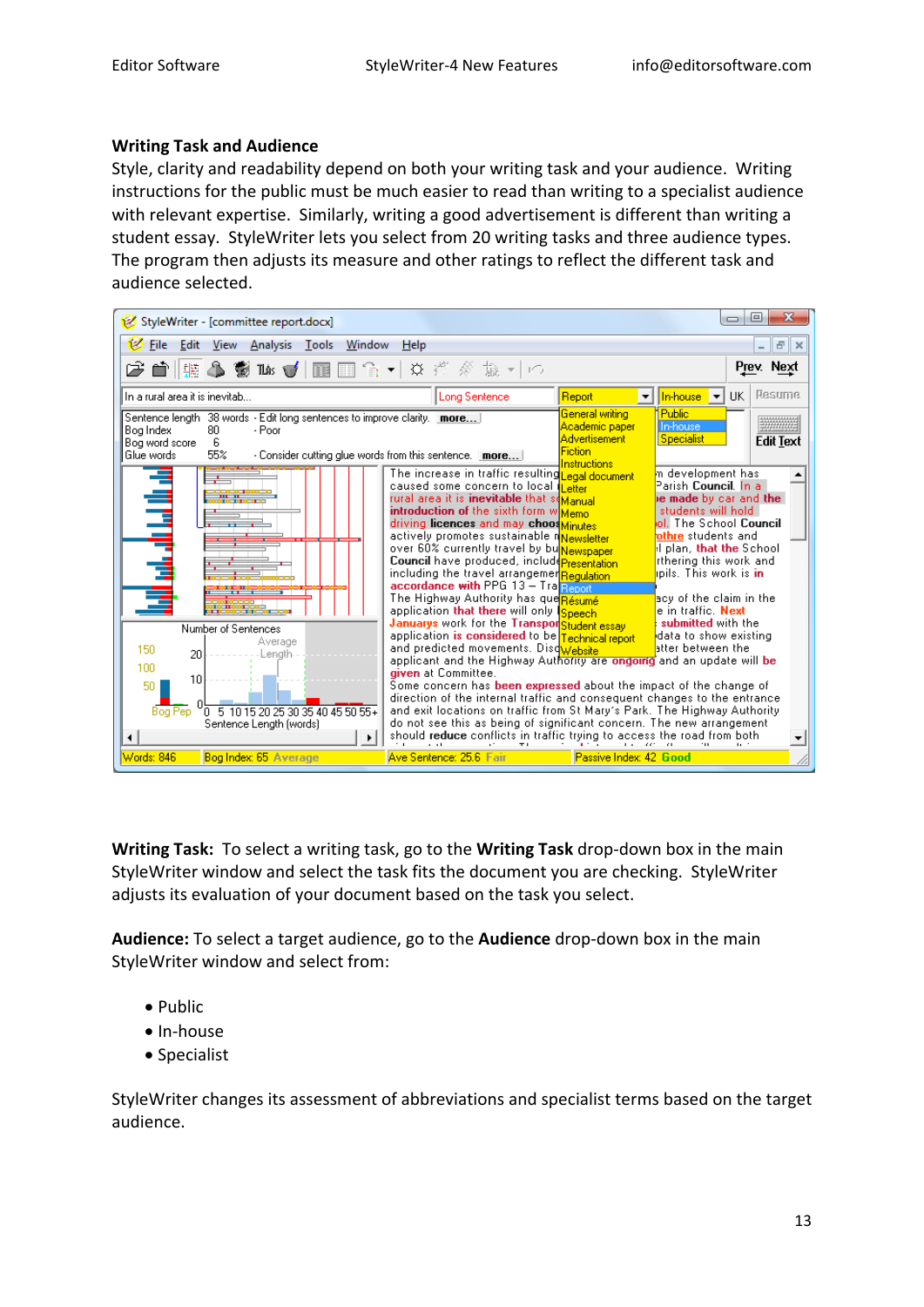## Writing Task and Audience

Style, clarity and readability depend on both your writing task and your audience. Writing instructions for the public must be much easier to read than writing to a specialist audience with relevant expertise. Similarly, writing a good advertisement is different than writing a student essay. StyleWriter lets you select from 20 writing tasks and three audience types. The program then adjusts its measure and other ratings to reflect the different task and audience selected.

**Writing Task:** To select a writing task, go to the **Writing Task** drop-down box in the main StyleWriter window and select the task fits the document you are checking. StyleWriter adjusts its evaluation of your document based on the task you select.

**Audience:** To select a target audience, go to the **Audience** drop-down box in the main StyleWriter window and select from:

- Public
- In-house
- Specialist

StyleWriter changes its assessment of abbreviations and specialist terms based on the target audience.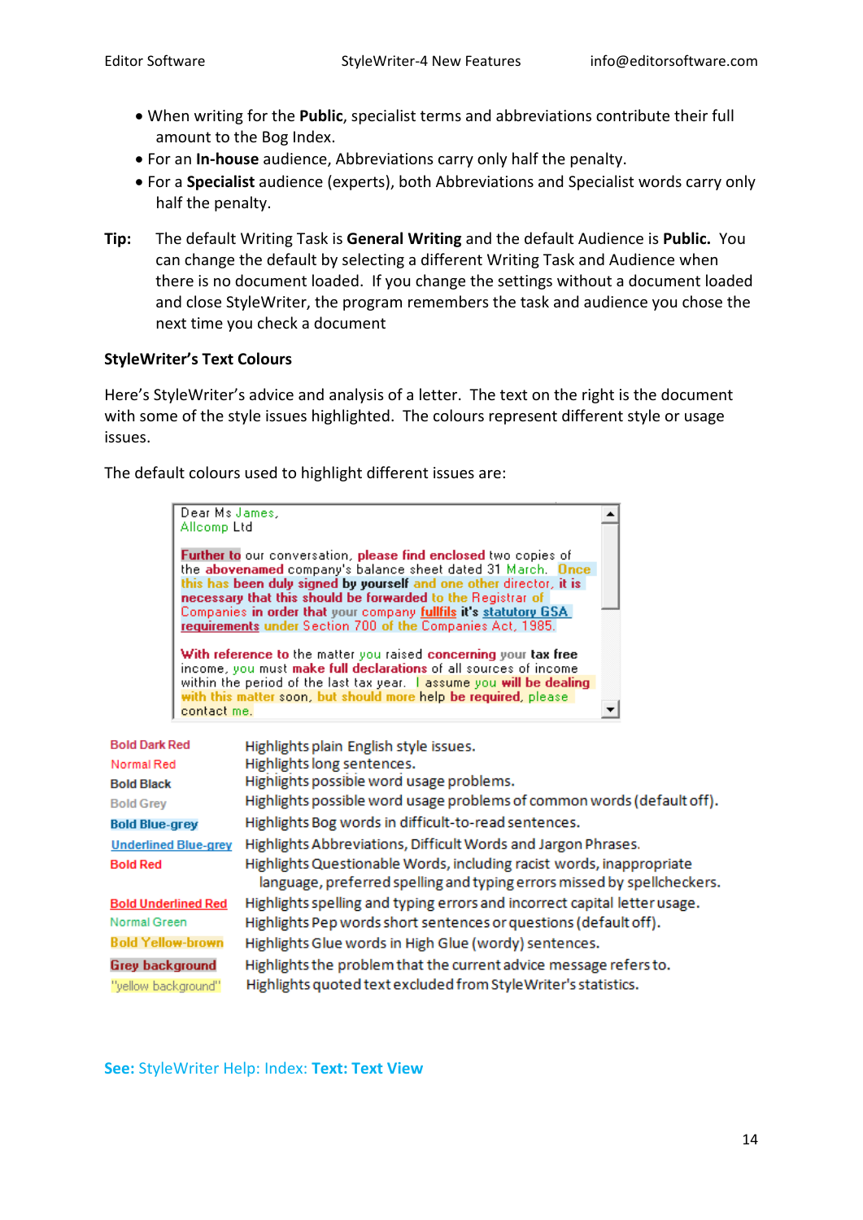- When writing for the **Public**, specialist terms and abbreviations contribute their full amount to the Bog Index.
- For an **In-house** audience, Abbreviations carry only half the penalty.
- For a **Specialist** audience (experts), both Abbreviations and Specialist words carry only half the penalty.

**Tip:** The default Writing Task is **General Writing** and the default Audience is **Public.** You can change the default by selecting a different Writing Task and Audience when there is no document loaded. If you change the settings without a document loaded and close StyleWriter, the program remembers the task and audience you chose the next time you check a document

### StyleWriter's Text Colours

Here's StyleWriter's advice and analysis of a letter. The text on the right is the document with some of the style issues highlighted. The colours represent different style or usage issues.

The default colours used to highlight different issues are:

Dear Ms James,
Allcomp Ltd

Further to our conversation, please find enclosed two copies of the abovenamed company's balance sheet dated 31 March. Once this has been duly signed by yourself and one other director, it is necessary that this should be forwarded to the Registrar of Companies in order that your company fullfils it's statutory GSA requirements under Section 700 of the Companies Act, 1985.

With reference to the matter you raised concerning your tax free income, you must make full declarations of all sources of income within the period of the last tax year. I assume you will be dealing with this matter soon, but should more help be required, please contact me.

| | |
|---|---|
| Bold Dark Red | Highlights plain English style issues. |
| Normal Red | Highlights long sentences. |
| Bold Black | Highlights possible word usage problems. |
| Bold Grey | Highlights possible word usage problems of common words (default off). |
| Bold Blue-grey | Highlights Bog words in difficult-to-read sentences. |
| Underlined Blue-grey | Highlights Abbreviations, Difficult Words and Jargon Phrases. |
| Bold Red | Highlights Questionable Words, including racist words, inappropriate language, preferred spelling and typing errors missed by spellcheckers. |
| Bold Underlined Red | Highlights spelling and typing errors and incorrect capital letter usage. |
| Normal Green | Highlights Pep words short sentences or questions (default off). |
| Bold Yellow-brown | Highlights Glue words in High Glue (wordy) sentences. |
| Grey background | Highlights the problem that the current advice message refers to. |
| "yellow background" | Highlights quoted text excluded from StyleWriter's statistics. |

**See:** StyleWriter Help: Index: **Text: Text View**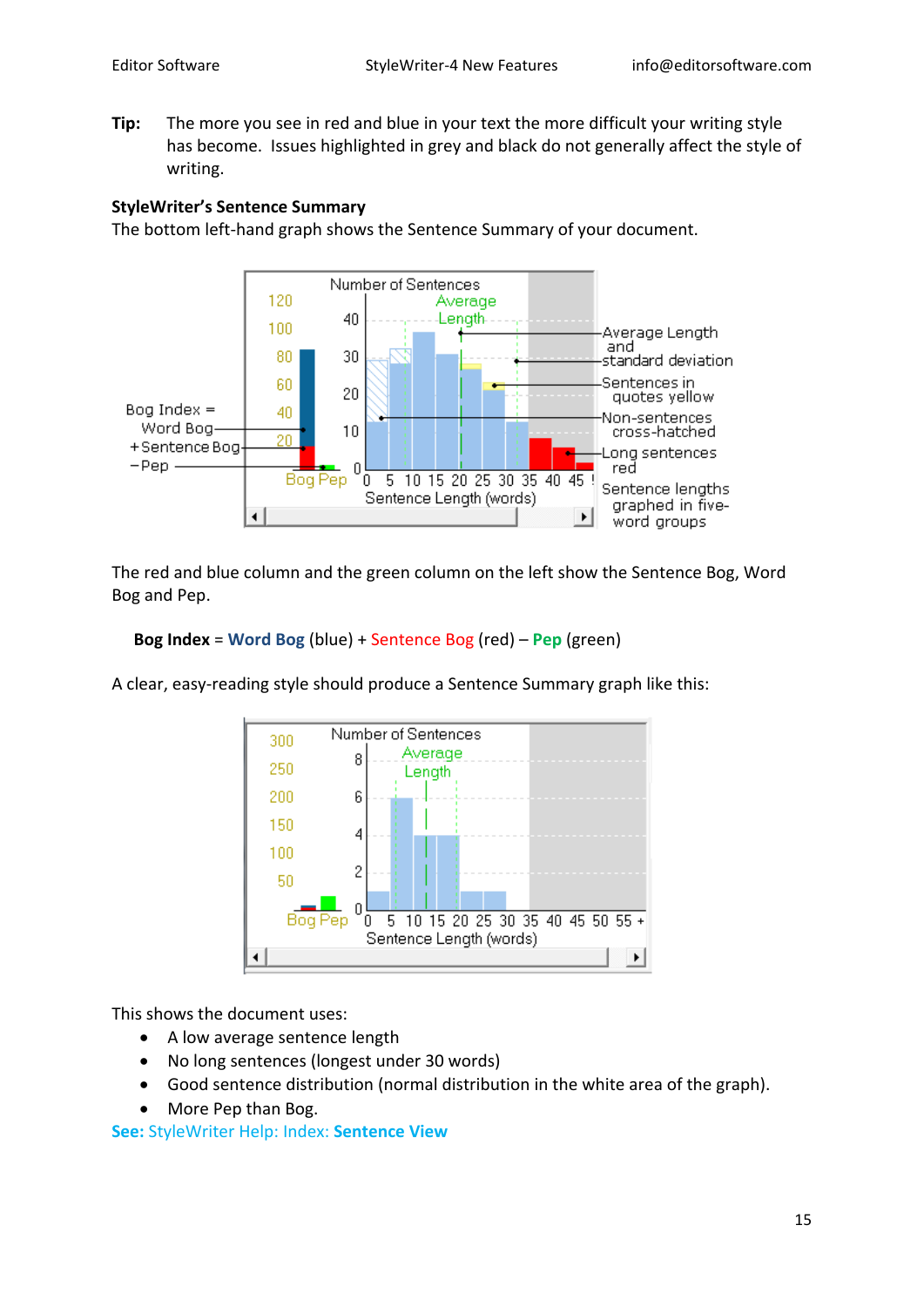**Tip:** The more you see in red and blue in your text the more difficult your writing style has become. Issues highlighted in grey and black do not generally affect the style of writing.

**StyleWriter's Sentence Summary**

The bottom left-hand graph shows the Sentence Summary of your document.

Number of Sentences
Average Length
120
100
80
60
40
20
Bog Pep
40
30
20
10
0
0 5 10 15 20 25 30 35 40 45
Sentence Length (words)
Bog Index = Word Bog + Sentence Bog − Pep
Average Length and standard deviation
Sentences in quotes yellow
Non-sentences cross-hatched
Long sentences red
Sentence lengths graphed in five-word groups

The red and blue column and the green column on the left show the Sentence Bog, Word Bog and Pep.

**Bog Index** = **Word Bog** (blue) + Sentence Bog (red) – **Pep** (green)

A clear, easy-reading style should produce a Sentence Summary graph like this:

Number of Sentences
Average Length
300
250
200
150
100
50
Bog Pep
8
6
4
2
0
0 5 10 15 20 25 30 35 40 45 50 55 +
Sentence Length (words)

This shows the document uses:

- A low average sentence length
- No long sentences (longest under 30 words)
- Good sentence distribution (normal distribution in the white area of the graph).
- More Pep than Bog.

**See:** StyleWriter Help: Index: **Sentence View**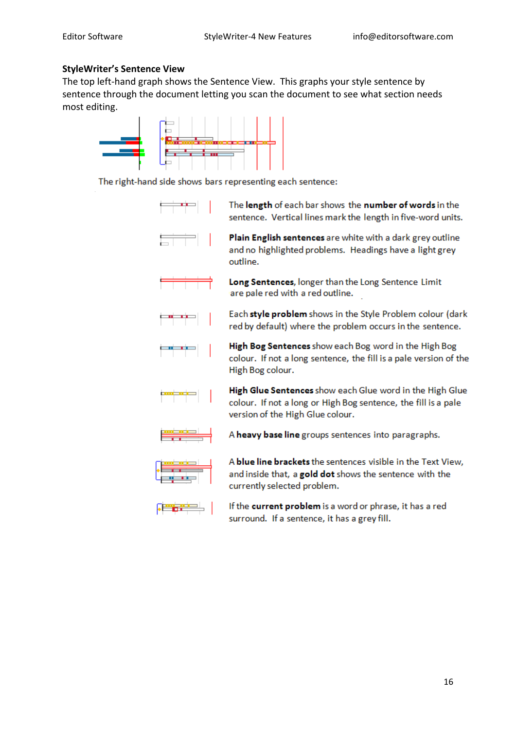**StyleWriter's Sentence View**

The top left-hand graph shows the Sentence View. This graphs your style sentence by sentence through the document letting you scan the document to see what section needs most editing.

The right-hand side shows bars representing each sentence:

The **length** of each bar shows the **number of words** in the sentence. Vertical lines mark the length in five-word units.

**Plain English sentences** are white with a dark grey outline and no highlighted problems. Headings have a light grey outline.

**Long Sentences**, longer than the Long Sentence Limit are pale red with a red outline.

Each **style problem** shows in the Style Problem colour (dark red by default) where the problem occurs in the sentence.

**High Bog Sentences** show each Bog word in the High Bog colour. If not a long sentence, the fill is a pale version of the High Bog colour.

**High Glue Sentences** show each Glue word in the High Glue colour. If not a long or High Bog sentence, the fill is a pale version of the High Glue colour.

A **heavy base line** groups sentences into paragraphs.

A **blue line brackets** the sentences visible in the Text View, and inside that, a **gold dot** shows the sentence with the currently selected problem.

If the **current problem** is a word or phrase, it has a red surround. If a sentence, it has a grey fill.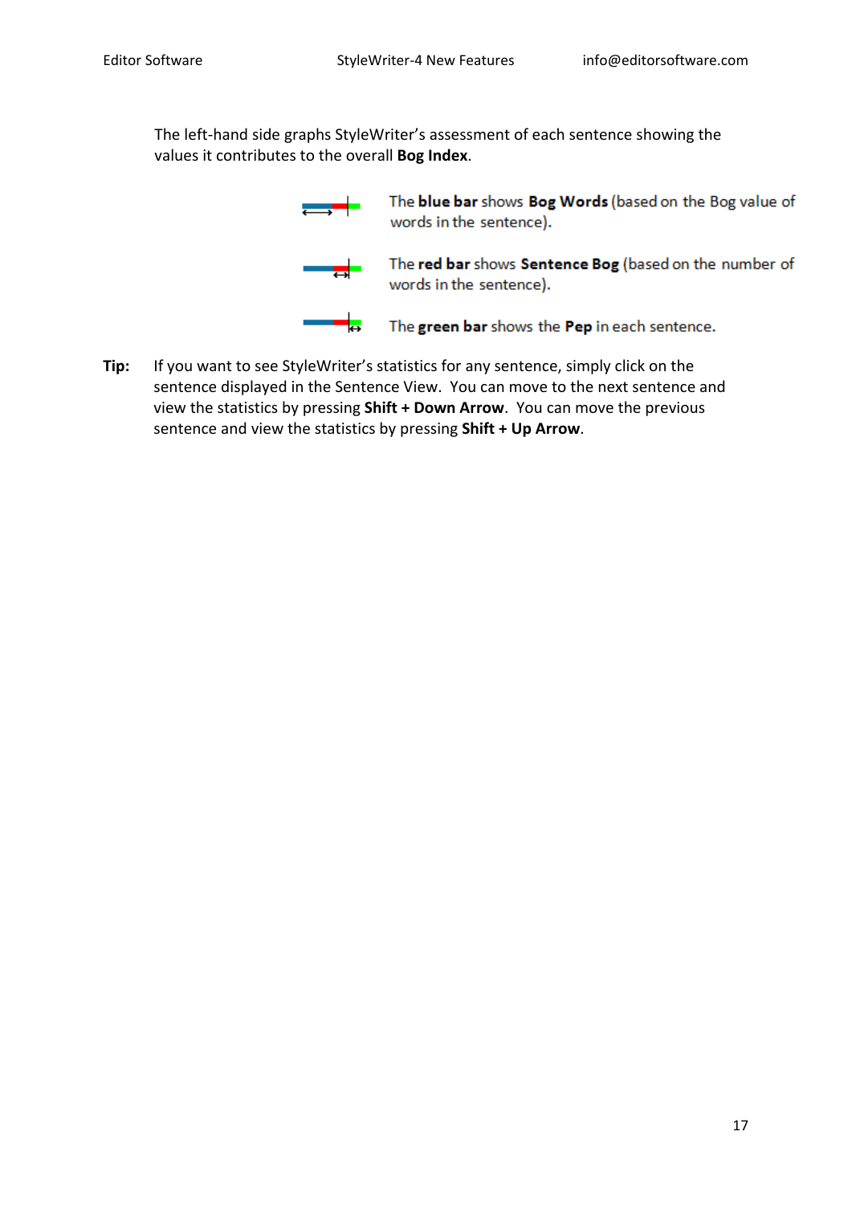The left-hand side graphs StyleWriter's assessment of each sentence showing the values it contributes to the overall **Bog Index**.

The **blue bar** shows **Bog Words** (based on the Bog value of words in the sentence).

The **red bar** shows **Sentence Bog** (based on the number of words in the sentence).

The **green bar** shows the **Pep** in each sentence.

**Tip:** If you want to see StyleWriter's statistics for any sentence, simply click on the sentence displayed in the Sentence View. You can move to the next sentence and view the statistics by pressing **Shift + Down Arrow**. You can move the previous sentence and view the statistics by pressing **Shift + Up Arrow**.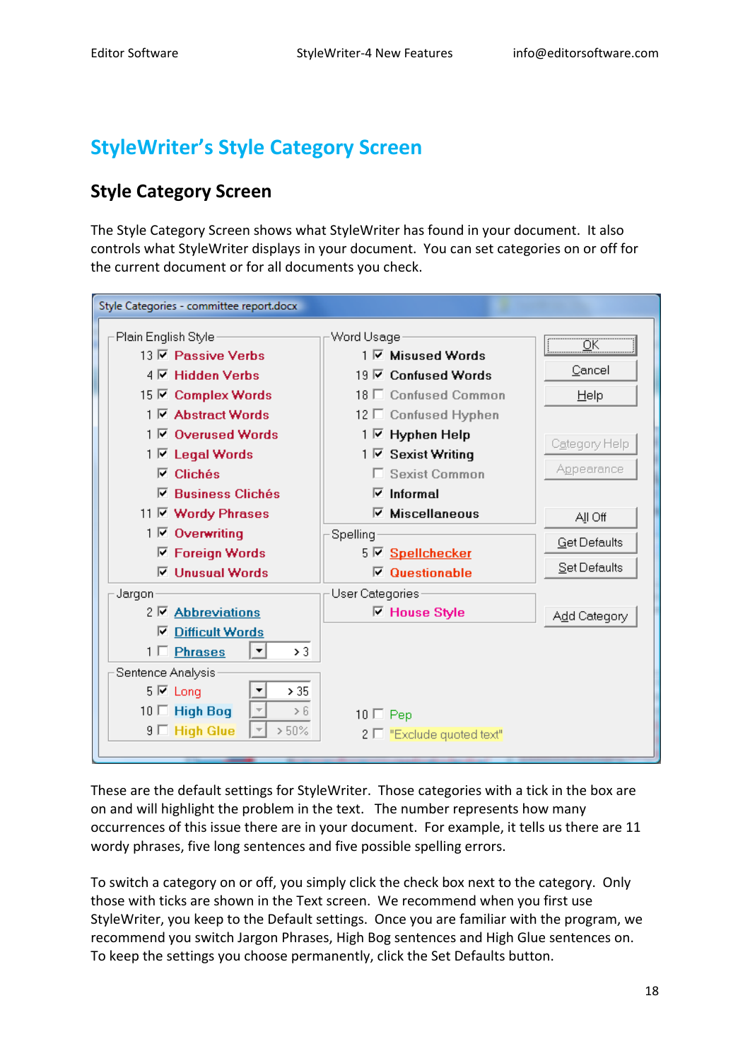# StyleWriter's Style Category Screen

## Style Category Screen

The Style Category Screen shows what StyleWriter has found in your document. It also controls what StyleWriter displays in your document. You can set categories on or off for the current document or for all documents you check.

These are the default settings for StyleWriter. Those categories with a tick in the box are on and will highlight the problem in the text. The number represents how many occurrences of this issue there are in your document. For example, it tells us there are 11 wordy phrases, five long sentences and five possible spelling errors.

To switch a category on or off, you simply click the check box next to the category. Only those with ticks are shown in the Text screen. We recommend when you first use StyleWriter, you keep to the Default settings. Once you are familiar with the program, we recommend you switch Jargon Phrases, High Bog sentences and High Glue sentences on. To keep the settings you choose permanently, click the Set Defaults button.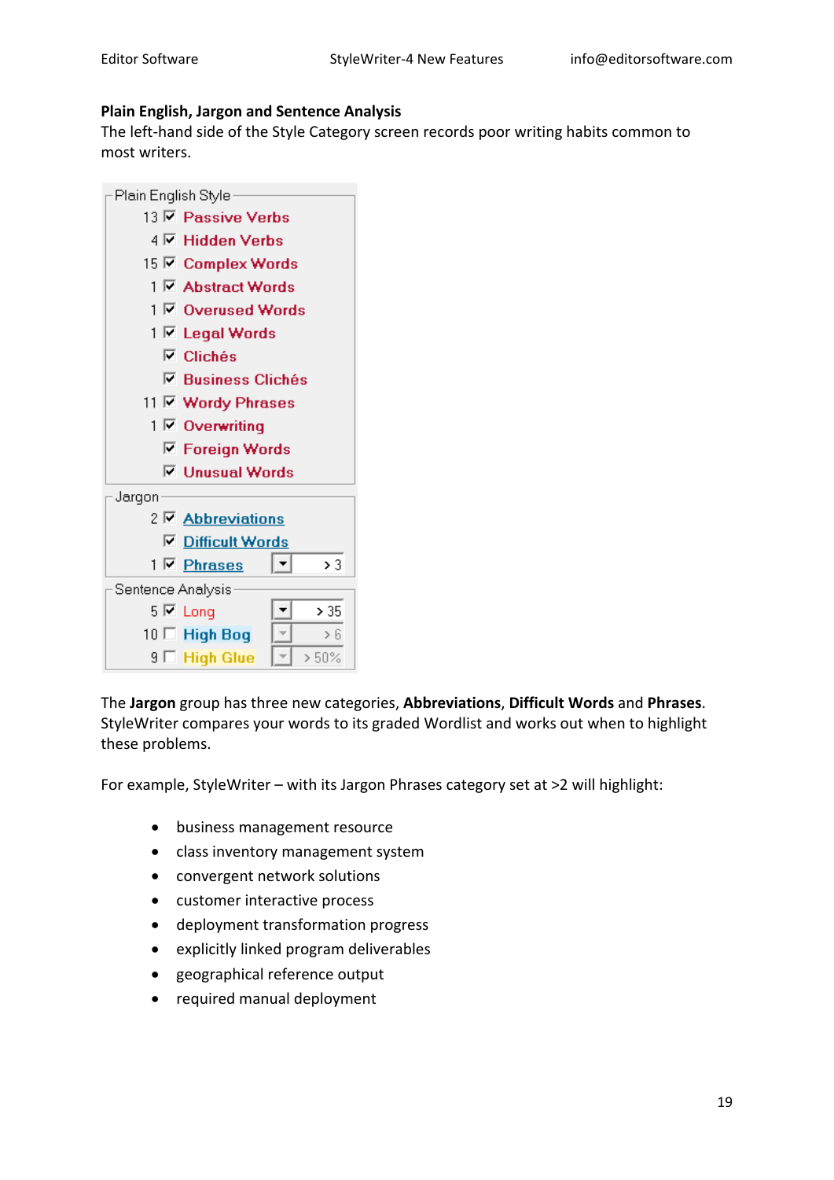**Plain English, Jargon and Sentence Analysis**

The left-hand side of the Style Category screen records poor writing habits common to most writers.

Plain English Style

13 Passive Verbs

4 Hidden Verbs

15 Complex Words

1 Abstract Words

1 Overused Words

1 Legal Words

Clichés

Business Clichés

11 Wordy Phrases

1 Overwriting

Foreign Words

Unusual Words

Jargon

2 Abbreviations

Difficult Words

1 Phrases > 3

Sentence Analysis

5 Long > 35

10 High Bog > 6

9 High Glue > 50%

The **Jargon** group has three new categories, **Abbreviations**, **Difficult Words** and **Phrases**. StyleWriter compares your words to its graded Wordlist and works out when to highlight these problems.

For example, StyleWriter – with its Jargon Phrases category set at >2 will highlight:

- business management resource
- class inventory management system
- convergent network solutions
- customer interactive process
- deployment transformation progress
- explicitly linked program deliverables
- geographical reference output
- required manual deployment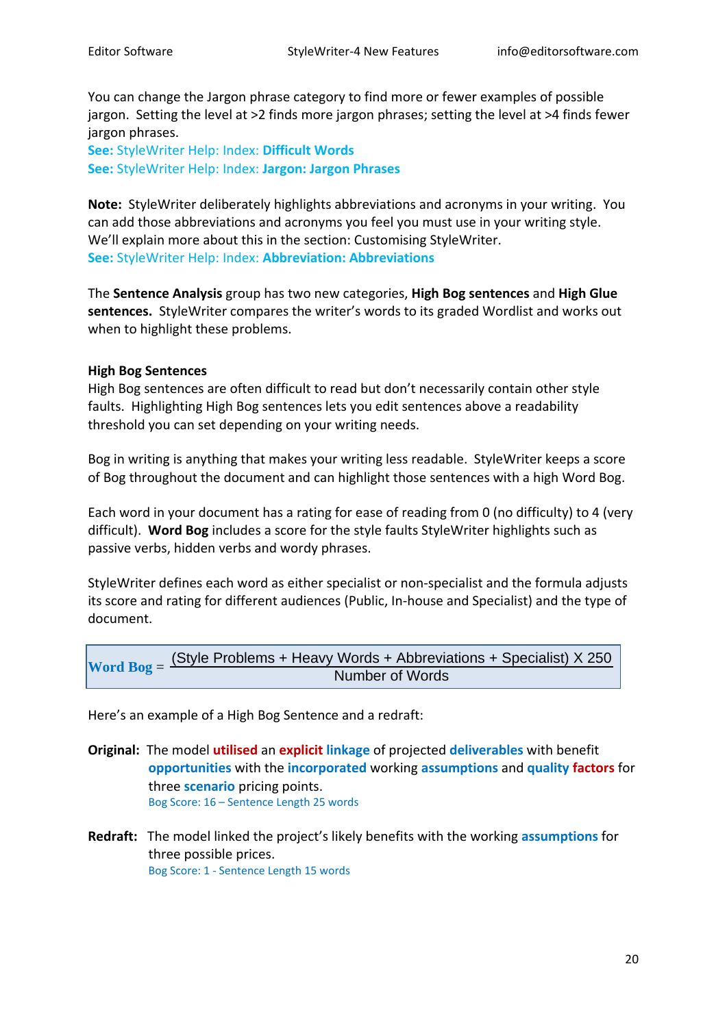You can change the Jargon phrase category to find more or fewer examples of possible jargon. Setting the level at >2 finds more jargon phrases; setting the level at >4 finds fewer jargon phrases.
**See:** StyleWriter Help: Index: **Difficult Words**
**See:** StyleWriter Help: Index: **Jargon: Jargon Phrases**

**Note:** StyleWriter deliberately highlights abbreviations and acronyms in your writing. You can add those abbreviations and acronyms you feel you must use in your writing style. We'll explain more about this in the section: Customising StyleWriter.
**See:** StyleWriter Help: Index: **Abbreviation: Abbreviations**

The **Sentence Analysis** group has two new categories, **High Bog sentences** and **High Glue sentences.** StyleWriter compares the writer's words to its graded Wordlist and works out when to highlight these problems.

### High Bog Sentences

High Bog sentences are often difficult to read but don't necessarily contain other style faults. Highlighting High Bog sentences lets you edit sentences above a readability threshold you can set depending on your writing needs.

Bog in writing is anything that makes your writing less readable. StyleWriter keeps a score of Bog throughout the document and can highlight those sentences with a high Word Bog.

Each word in your document has a rating for ease of reading from 0 (no difficulty) to 4 (very difficult). **Word Bog** includes a score for the style faults StyleWriter highlights such as passive verbs, hidden verbs and wordy phrases.

StyleWriter defines each word as either specialist or non-specialist and the formula adjusts its score and rating for different audiences (Public, In-house and Specialist) and the type of document.

$$\textbf{Word Bog} = \frac{(\text{Style Problems} + \text{Heavy Words} + \text{Abbreviations} + \text{Specialist}) \times 250}{\text{Number of Words}}$$

Here's an example of a High Bog Sentence and a redraft:

**Original:** The model **utilised** an **explicit linkage** of projected **deliverables** with benefit **opportunities** with the **incorporated** working **assumptions** and **quality factors** for three **scenario** pricing points.
Bog Score: 16 – Sentence Length 25 words

**Redraft:** The model linked the project's likely benefits with the working **assumptions** for three possible prices.
Bog Score: 1 - Sentence Length 15 words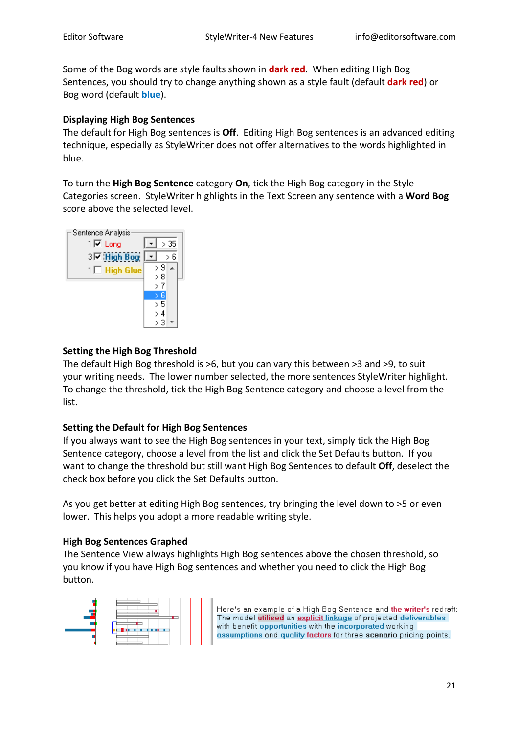Some of the Bog words are style faults shown in **dark red**. When editing High Bog Sentences, you should try to change anything shown as a style fault (default **dark red**) or Bog word (default **blue**).

### Displaying High Bog Sentences

The default for High Bog sentences is **Off**. Editing High Bog sentences is an advanced editing technique, especially as StyleWriter does not offer alternatives to the words highlighted in blue.

To turn the **High Bog Sentence** category **On**, tick the High Bog category in the Style Categories screen. StyleWriter highlights in the Text Screen any sentence with a **Word Bog** score above the selected level.

### Setting the High Bog Threshold

The default High Bog threshold is >6, but you can vary this between >3 and >9, to suit your writing needs. The lower number selected, the more sentences StyleWriter highlight. To change the threshold, tick the High Bog Sentence category and choose a level from the list.

### Setting the Default for High Bog Sentences

If you always want to see the High Bog sentences in your text, simply tick the High Bog Sentence category, choose a level from the list and click the Set Defaults button. If you want to change the threshold but still want High Bog Sentences to default **Off**, deselect the check box before you click the Set Defaults button.

As you get better at editing High Bog sentences, try bringing the level down to >5 or even lower. This helps you adopt a more readable writing style.

### High Bog Sentences Graphed

The Sentence View always highlights High Bog sentences above the chosen threshold, so you know if you have High Bog sentences and whether you need to click the High Bog button.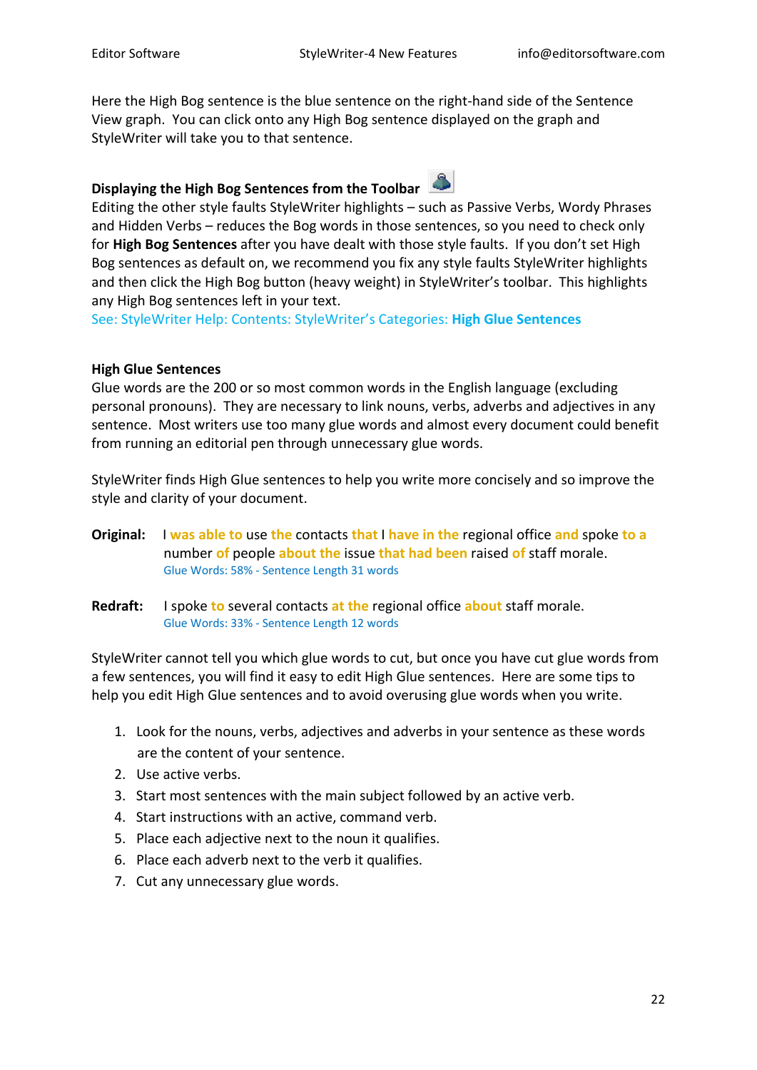Here the High Bog sentence is the blue sentence on the right-hand side of the Sentence View graph. You can click onto any High Bog sentence displayed on the graph and StyleWriter will take you to that sentence.

**Displaying the High Bog Sentences from the Toolbar**

Editing the other style faults StyleWriter highlights – such as Passive Verbs, Wordy Phrases and Hidden Verbs – reduces the Bog words in those sentences, so you need to check only for **High Bog Sentences** after you have dealt with those style faults. If you don't set High Bog sentences as default on, we recommend you fix any style faults StyleWriter highlights and then click the High Bog button (heavy weight) in StyleWriter's toolbar. This highlights any High Bog sentences left in your text.

See: StyleWriter Help: Contents: StyleWriter's Categories: **High Glue Sentences**

**High Glue Sentences**

Glue words are the 200 or so most common words in the English language (excluding personal pronouns). They are necessary to link nouns, verbs, adverbs and adjectives in any sentence. Most writers use too many glue words and almost every document could benefit from running an editorial pen through unnecessary glue words.

StyleWriter finds High Glue sentences to help you write more concisely and so improve the style and clarity of your document.

**Original:** I **was able to** use **the** contacts **that** I **have in the** regional office **and** spoke **to a** number **of** people **about the** issue **that had been** raised **of** staff morale.
Glue Words: 58% - Sentence Length 31 words

**Redraft:** I spoke **to** several contacts **at the** regional office **about** staff morale.
Glue Words: 33% - Sentence Length 12 words

StyleWriter cannot tell you which glue words to cut, but once you have cut glue words from a few sentences, you will find it easy to edit High Glue sentences. Here are some tips to help you edit High Glue sentences and to avoid overusing glue words when you write.

1. Look for the nouns, verbs, adjectives and adverbs in your sentence as these words are the content of your sentence.
2. Use active verbs.
3. Start most sentences with the main subject followed by an active verb.
4. Start instructions with an active, command verb.
5. Place each adjective next to the noun it qualifies.
6. Place each adverb next to the verb it qualifies.
7. Cut any unnecessary glue words.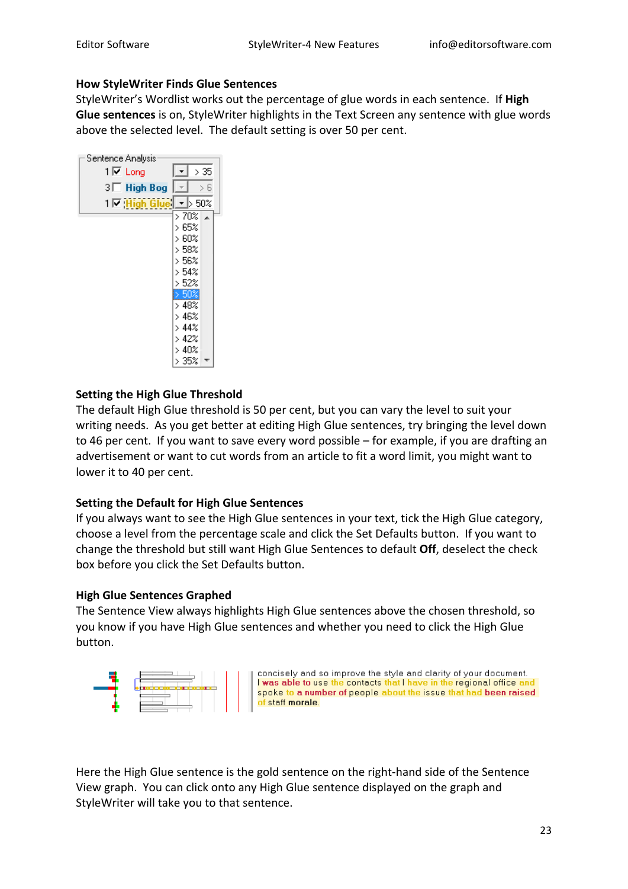### How StyleWriter Finds Glue Sentences

StyleWriter's Wordlist works out the percentage of glue words in each sentence. If **High Glue sentences** is on, StyleWriter highlights in the Text Screen any sentence with glue words above the selected level. The default setting is over 50 per cent.

Sentence Analysis
1 Long > 35
3 High Bog > 6
1 High Glue > 50%
> 70%
> 65%
> 60%
> 58%
> 56%
> 54%
> 52%
> 50%
> 48%
> 46%
> 44%
> 42%
> 40%
> 35%

### Setting the High Glue Threshold

The default High Glue threshold is 50 per cent, but you can vary the level to suit your writing needs. As you get better at editing High Glue sentences, try bringing the level down to 46 per cent. If you want to save every word possible – for example, if you are drafting an advertisement or want to cut words from an article to fit a word limit, you might want to lower it to 40 per cent.

### Setting the Default for High Glue Sentences

If you always want to see the High Glue sentences in your text, tick the High Glue category, choose a level from the percentage scale and click the Set Defaults button. If you want to change the threshold but still want High Glue Sentences to default **Off**, deselect the check box before you click the Set Defaults button.

### High Glue Sentences Graphed

The Sentence View always highlights High Glue sentences above the chosen threshold, so you know if you have High Glue sentences and whether you need to click the High Glue button.

concisely and so improve the style and clarity of your document.
I was able to use the contacts that I have in the regional office and spoke to a number of people about the issue that had been raised of staff morale.

Here the High Glue sentence is the gold sentence on the right-hand side of the Sentence View graph. You can click onto any High Glue sentence displayed on the graph and StyleWriter will take you to that sentence.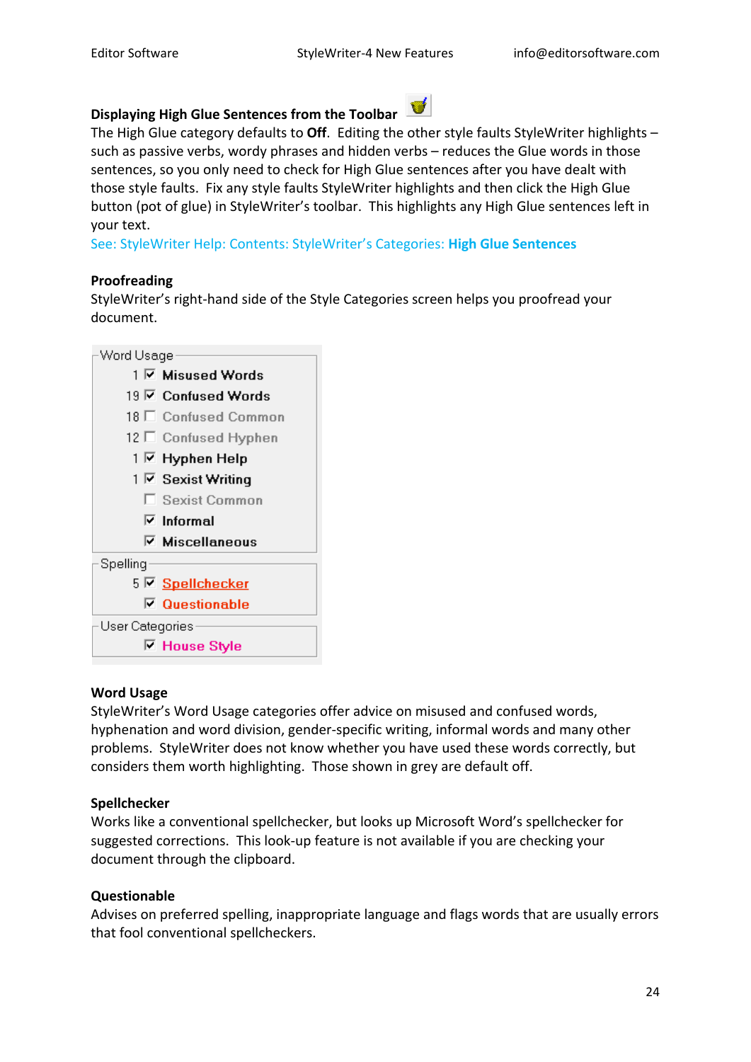**Displaying High Glue Sentences from the Toolbar**

The High Glue category defaults to **Off**. Editing the other style faults StyleWriter highlights – such as passive verbs, wordy phrases and hidden verbs – reduces the Glue words in those sentences, so you only need to check for High Glue sentences after you have dealt with those style faults. Fix any style faults StyleWriter highlights and then click the High Glue button (pot of glue) in StyleWriter's toolbar. This highlights any High Glue sentences left in your text.

See: StyleWriter Help: Contents: StyleWriter's Categories: **High Glue Sentences**

**Proofreading**

StyleWriter's right-hand side of the Style Categories screen helps you proofread your document.

Word Usage

1 ☑ Misused Words
19 ☑ Confused Words
18 ☐ Confused Common
12 ☐ Confused Hyphen
1 ☑ Hyphen Help
1 ☑ Sexist Writing
☐ Sexist Common
☑ Informal
☑ Miscellaneous

Spelling

5 ☑ Spellchecker
☑ Questionable

User Categories

☑ House Style

**Word Usage**

StyleWriter's Word Usage categories offer advice on misused and confused words, hyphenation and word division, gender-specific writing, informal words and many other problems. StyleWriter does not know whether you have used these words correctly, but considers them worth highlighting. Those shown in grey are default off.

**Spellchecker**

Works like a conventional spellchecker, but looks up Microsoft Word's spellchecker for suggested corrections. This look-up feature is not available if you are checking your document through the clipboard.

**Questionable**

Advises on preferred spelling, inappropriate language and flags words that are usually errors that fool conventional spellcheckers.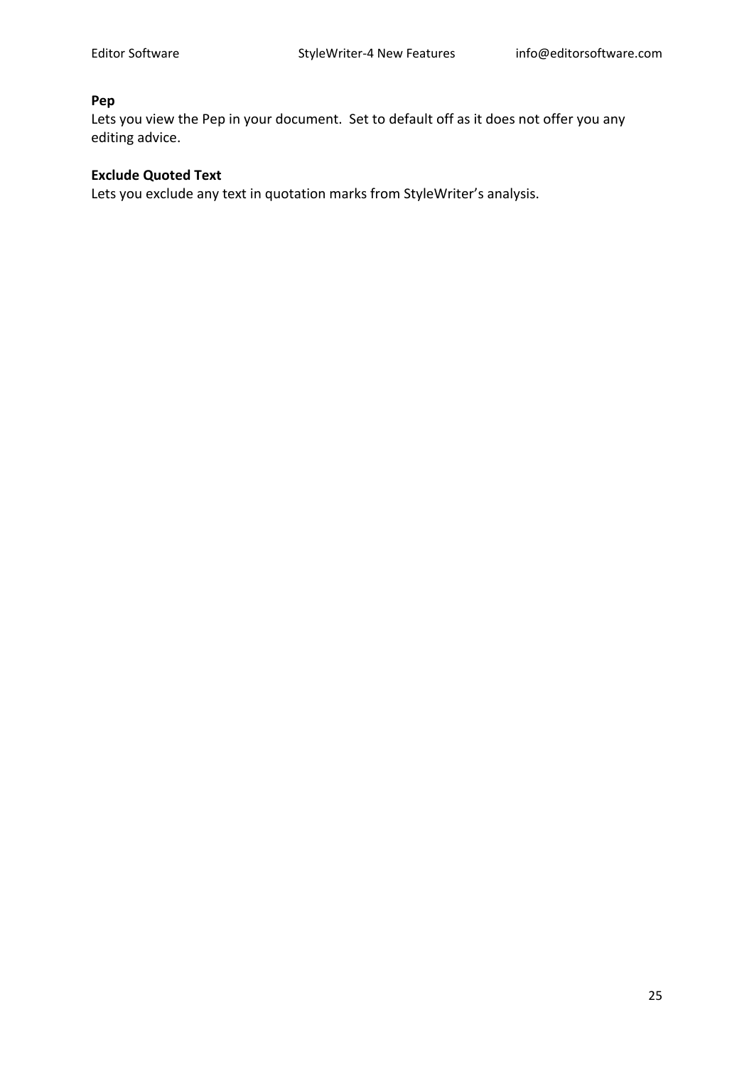**Pep**

Lets you view the Pep in your document.  Set to default off as it does not offer you any editing advice.

**Exclude Quoted Text**

Lets you exclude any text in quotation marks from StyleWriter's analysis.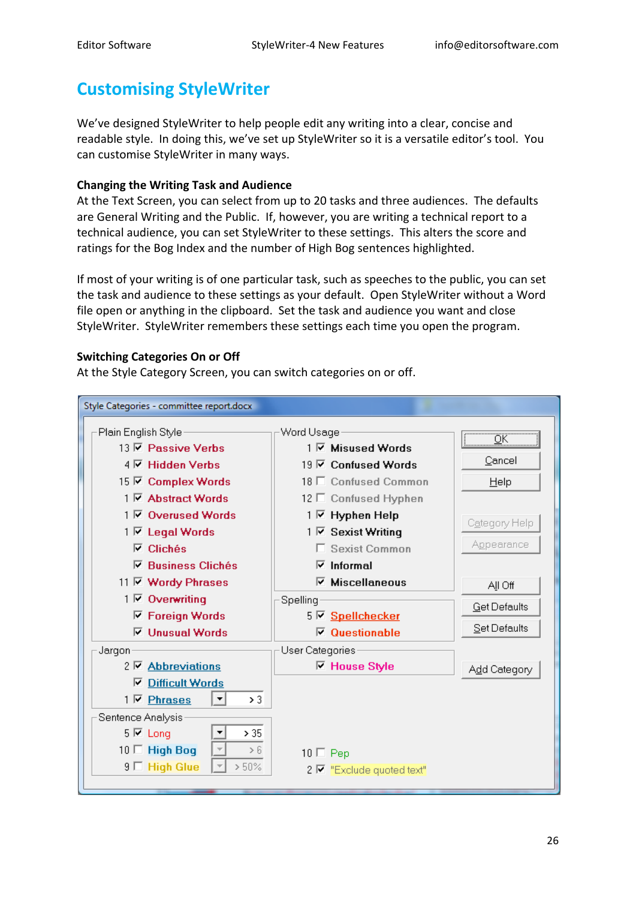# Customising StyleWriter

We've designed StyleWriter to help people edit any writing into a clear, concise and readable style. In doing this, we've set up StyleWriter so it is a versatile editor's tool. You can customise StyleWriter in many ways.

**Changing the Writing Task and Audience**

At the Text Screen, you can select from up to 20 tasks and three audiences. The defaults are General Writing and the Public. If, however, you are writing a technical report to a technical audience, you can set StyleWriter to these settings. This alters the score and ratings for the Bog Index and the number of High Bog sentences highlighted.

If most of your writing is of one particular task, such as speeches to the public, you can set the task and audience to these settings as your default. Open StyleWriter without a Word file open or anything in the clipboard. Set the task and audience you want and close StyleWriter. StyleWriter remembers these settings each time you open the program.

**Switching Categories On or Off**

At the Style Category Screen, you can switch categories on or off.

Style Categories - committee report.docx

**Plain English Style**

| Count | On | Category |
|---|---|---|
| 13 | ☑ | Passive Verbs |
| 4 | ☑ | Hidden Verbs |
| 15 | ☑ | Complex Words |
| 1 | ☑ | Abstract Words |
| 1 | ☑ | Overused Words |
| 1 | ☑ | Legal Words |
| | ☑ | Clichés |
| | ☑ | Business Clichés |
| 11 | ☑ | Wordy Phrases |
| 1 | ☑ | Overwriting |
| | ☑ | Foreign Words |
| | ☑ | Unusual Words |

**Jargon**

| Count | On | Category | Setting |
|---|---|---|---|
| 2 | ☑ | Abbreviations | |
| | ☑ | Difficult Words | |
| 1 | ☑ | Phrases | > 3 |

**Sentence Analysis**

| Count | On | Category | Setting |
|---|---|---|---|
| 5 | ☑ | Long | > 35 |
| 10 | ☐ | High Bog | > 6 |
| 9 | ☐ | High Glue | > 50% |

**Word Usage**

| Count | On | Category |
|---|---|---|
| 1 | ☑ | Misused Words |
| 19 | ☑ | Confused Words |
| 18 | ☐ | Confused Common |
| 12 | ☐ | Confused Hyphen |
| 1 | ☑ | Hyphen Help |
| 1 | ☑ | Sexist Writing |
| | ☐ | Sexist Common |
| | ☑ | Informal |
| | ☑ | Miscellaneous |

**Spelling**

| Count | On | Category |
|---|---|---|
| 5 | ☑ | Spellchecker |
| | ☑ | Questionable |

**User Categories**

| Count | On | Category |
|---|---|---|
| | ☑ | House Style |

| Count | On | Category |
|---|---|---|
| 10 | ☐ | Pep |
| 2 | ☑ | "Exclude quoted text" |

OK | Cancel | Help | Category Help | Appearance | All Off | Get Defaults | Set Defaults | Add Category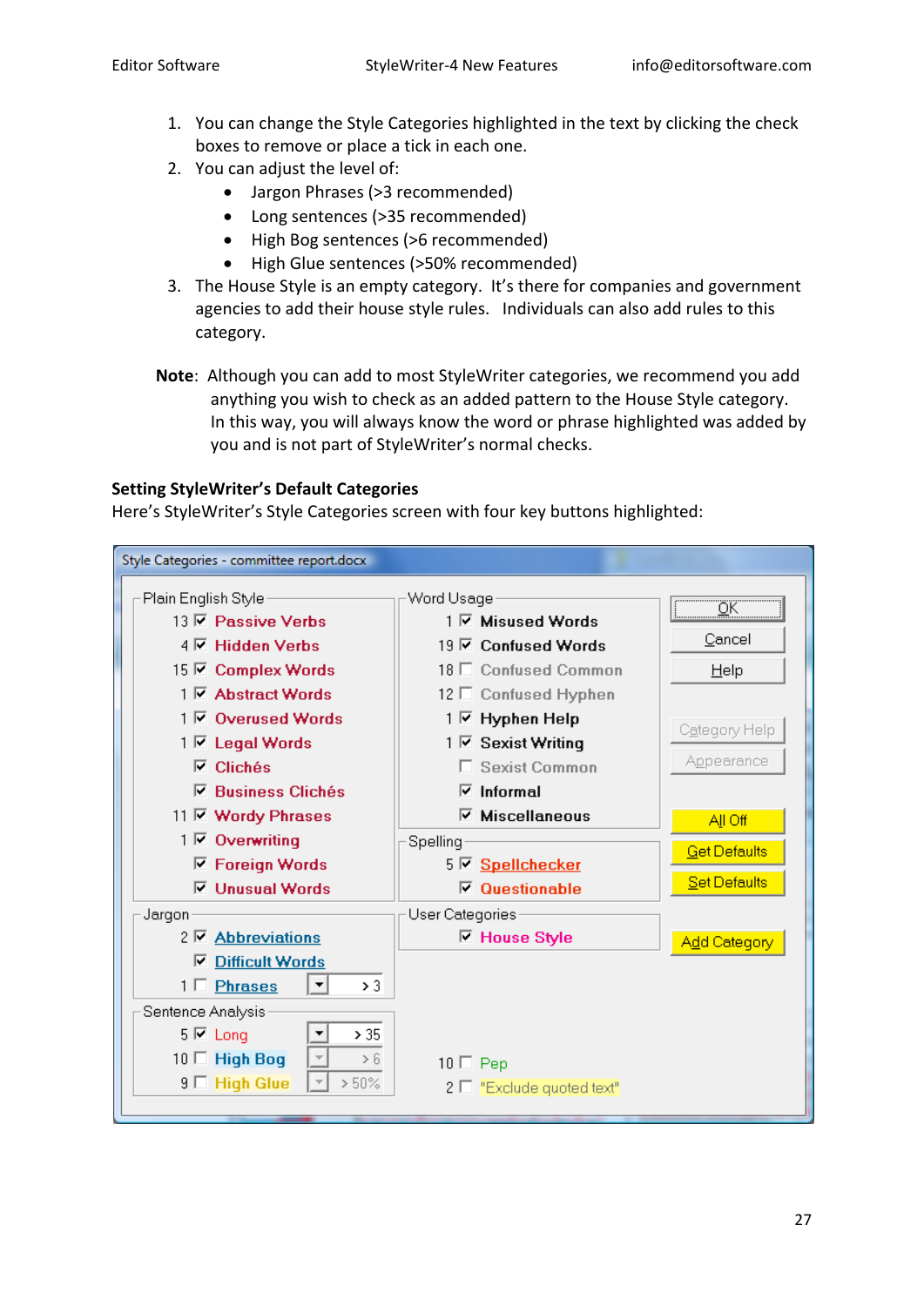1. You can change the Style Categories highlighted in the text by clicking the check boxes to remove or place a tick in each one.
2. You can adjust the level of:
   - Jargon Phrases (>3 recommended)
   - Long sentences (>35 recommended)
   - High Bog sentences (>6 recommended)
   - High Glue sentences (>50% recommended)
3. The House Style is an empty category. It's there for companies and government agencies to add their house style rules. Individuals can also add rules to this category.

**Note**: Although you can add to most StyleWriter categories, we recommend you add anything you wish to check as an added pattern to the House Style category. In this way, you will always know the word or phrase highlighted was added by you and is not part of StyleWriter's normal checks.

**Setting StyleWriter's Default Categories**

Here's StyleWriter's Style Categories screen with four key buttons highlighted:

Style Categories - committee report.docx

Plain English Style
13 Passive Verbs
4 Hidden Verbs
15 Complex Words
1 Abstract Words
1 Overused Words
1 Legal Words
Clichés
Business Clichés
11 Wordy Phrases
1 Overwriting
Foreign Words
Unusual Words

Jargon
2 Abbreviations
Difficult Words
1 Phrases > 3

Sentence Analysis
5 Long > 35
10 High Bog > 6
9 High Glue > 50%

Word Usage
1 Misused Words
19 Confused Words
18 Confused Common
12 Confused Hyphen
1 Hyphen Help
1 Sexist Writing
Sexist Common
Informal
Miscellaneous

Spelling
5 Spellchecker
Questionable

User Categories
House Style

10 Pep
2 "Exclude quoted text"

OK
Cancel
Help
Category Help
Appearance
All Off
Get Defaults
Set Defaults
Add Category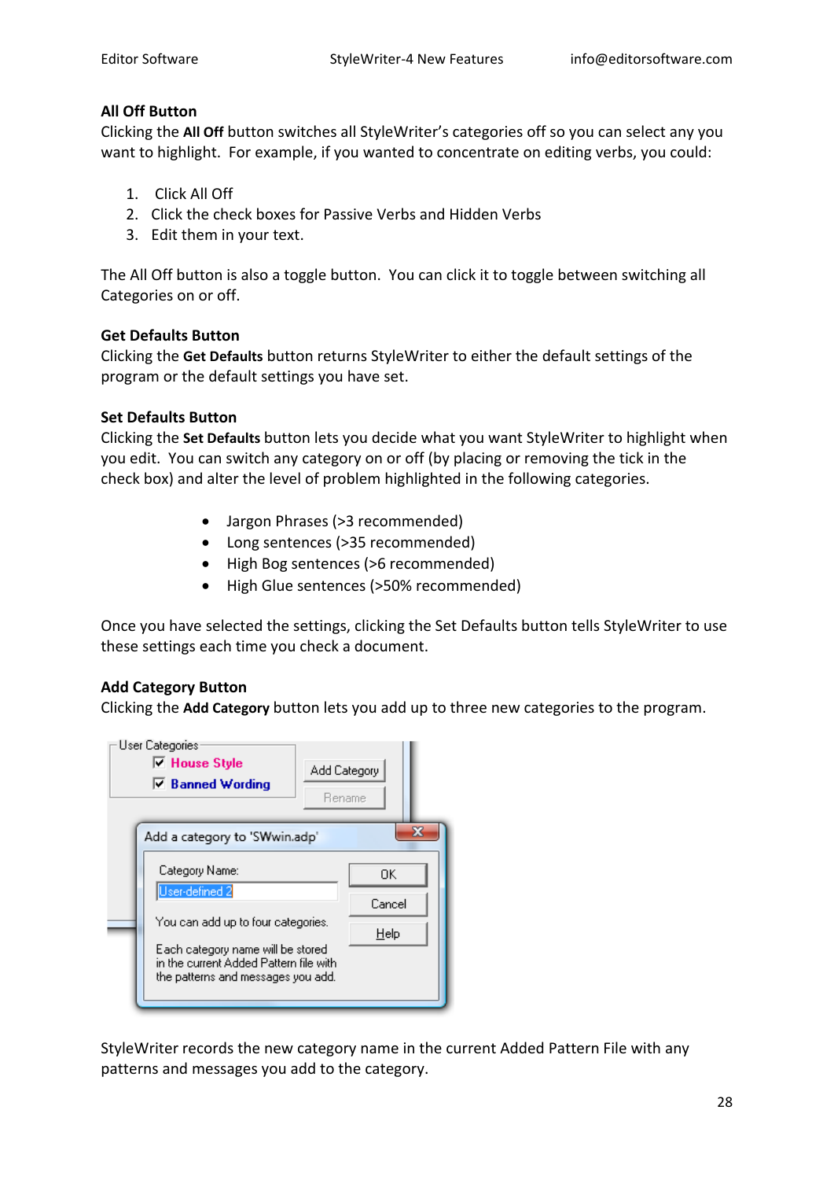**All Off Button**
Clicking the **All Off** button switches all StyleWriter's categories off so you can select any you want to highlight. For example, if you wanted to concentrate on editing verbs, you could:

1. Click All Off
2. Click the check boxes for Passive Verbs and Hidden Verbs
3. Edit them in your text.

The All Off button is also a toggle button. You can click it to toggle between switching all Categories on or off.

**Get Defaults Button**
Clicking the **Get Defaults** button returns StyleWriter to either the default settings of the program or the default settings you have set.

**Set Defaults Button**
Clicking the **Set Defaults** button lets you decide what you want StyleWriter to highlight when you edit. You can switch any category on or off (by placing or removing the tick in the check box) and alter the level of problem highlighted in the following categories.

- Jargon Phrases (>3 recommended)
- Long sentences (>35 recommended)
- High Bog sentences (>6 recommended)
- High Glue sentences (>50% recommended)

Once you have selected the settings, clicking the Set Defaults button tells StyleWriter to use these settings each time you check a document.

**Add Category Button**
Clicking the **Add Category** button lets you add up to three new categories to the program.

StyleWriter records the new category name in the current Added Pattern File with any patterns and messages you add to the category.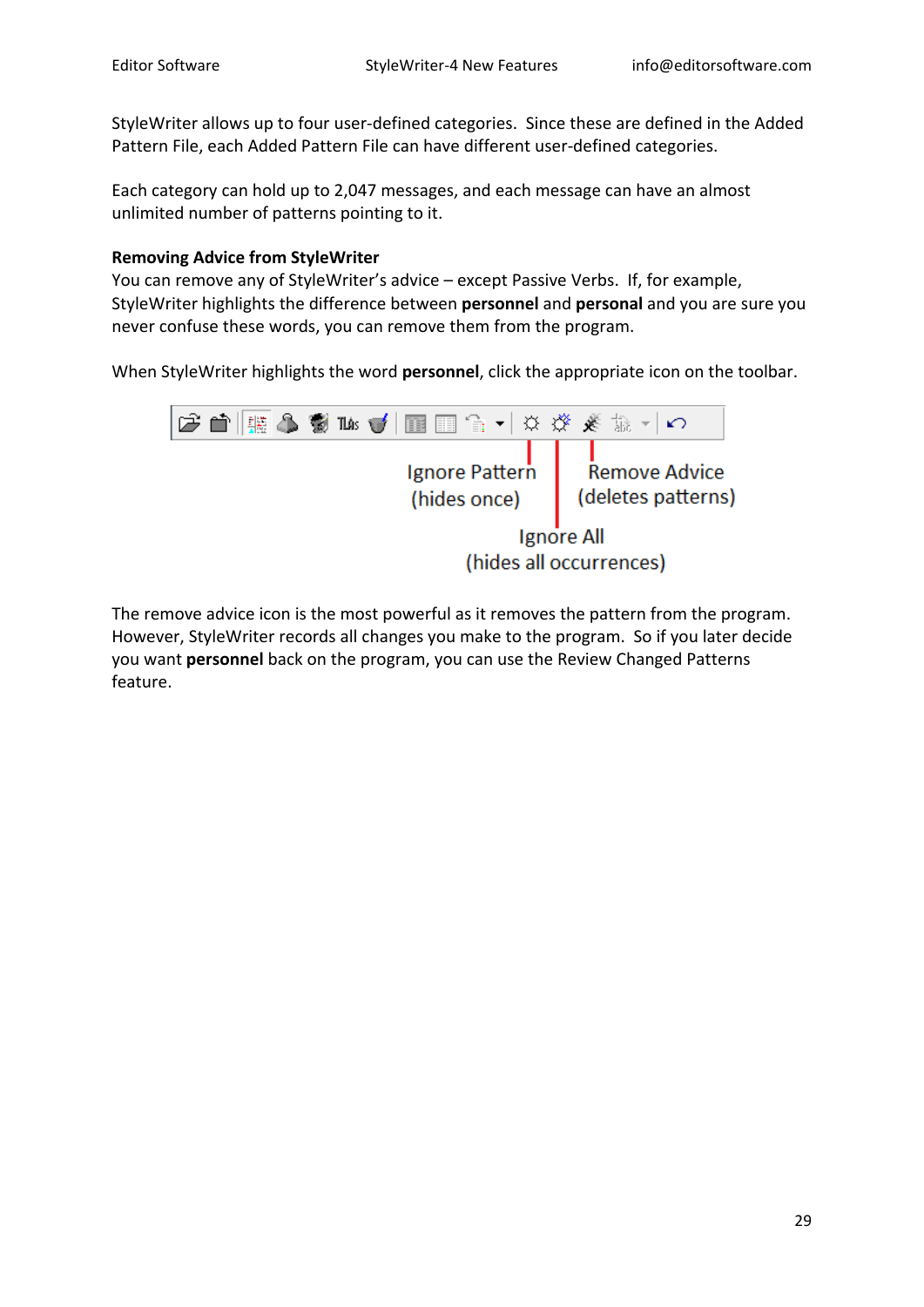StyleWriter allows up to four user-defined categories. Since these are defined in the Added Pattern File, each Added Pattern File can have different user-defined categories.

Each category can hold up to 2,047 messages, and each message can have an almost unlimited number of patterns pointing to it.

**Removing Advice from StyleWriter**

You can remove any of StyleWriter's advice – except Passive Verbs. If, for example, StyleWriter highlights the difference between **personnel** and **personal** and you are sure you never confuse these words, you can remove them from the program.

When StyleWriter highlights the word **personnel**, click the appropriate icon on the toolbar.

Ignore Pattern (hides once)

Remove Advice (deletes patterns)

Ignore All (hides all occurrences)

The remove advice icon is the most powerful as it removes the pattern from the program. However, StyleWriter records all changes you make to the program. So if you later decide you want **personnel** back on the program, you can use the Review Changed Patterns feature.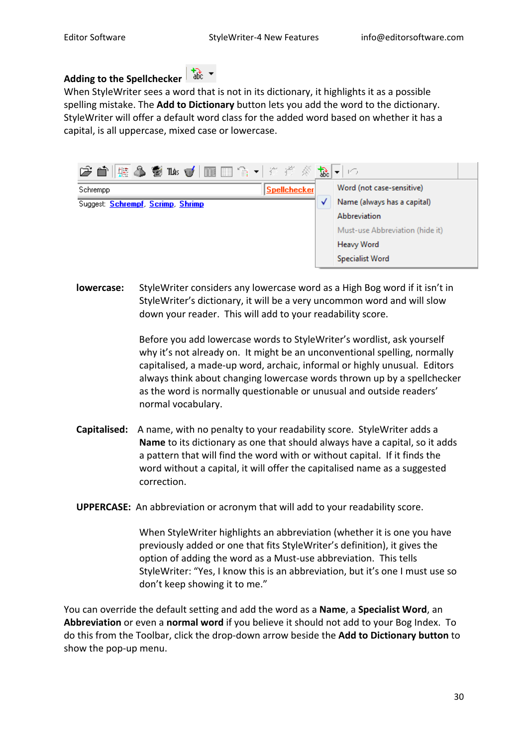## Adding to the Spellchecker

When StyleWriter sees a word that is not in its dictionary, it highlights it as a possible spelling mistake. The **Add to Dictionary** button lets you add the word to the dictionary. StyleWriter will offer a default word class for the added word based on whether it has a capital, is all uppercase, mixed case or lowercase.

Schrempp
Spellchecker
Suggest: Schrempf, Scrimp, Shrimp

Word (not case-sensitive)
Name (always has a capital)
Abbreviation
Must-use Abbreviation (hide it)
Heavy Word
Specialist Word

**lowercase:** StyleWriter considers any lowercase word as a High Bog word if it isn't in StyleWriter's dictionary, it will be a very uncommon word and will slow down your reader. This will add to your readability score.

Before you add lowercase words to StyleWriter's wordlist, ask yourself why it's not already on. It might be an unconventional spelling, normally capitalised, a made-up word, archaic, informal or highly unusual. Editors always think about changing lowercase words thrown up by a spellchecker as the word is normally questionable or unusual and outside readers' normal vocabulary.

**Capitalised:** A name, with no penalty to your readability score. StyleWriter adds a **Name** to its dictionary as one that should always have a capital, so it adds a pattern that will find the word with or without capital. If it finds the word without a capital, it will offer the capitalised name as a suggested correction.

**UPPERCASE:** An abbreviation or acronym that will add to your readability score.

When StyleWriter highlights an abbreviation (whether it is one you have previously added or one that fits StyleWriter's definition), it gives the option of adding the word as a Must-use abbreviation. This tells StyleWriter: "Yes, I know this is an abbreviation, but it's one I must use so don't keep showing it to me."

You can override the default setting and add the word as a **Name**, a **Specialist Word**, an **Abbreviation** or even a **normal word** if you believe it should not add to your Bog Index. To do this from the Toolbar, click the drop-down arrow beside the **Add to Dictionary button** to show the pop-up menu.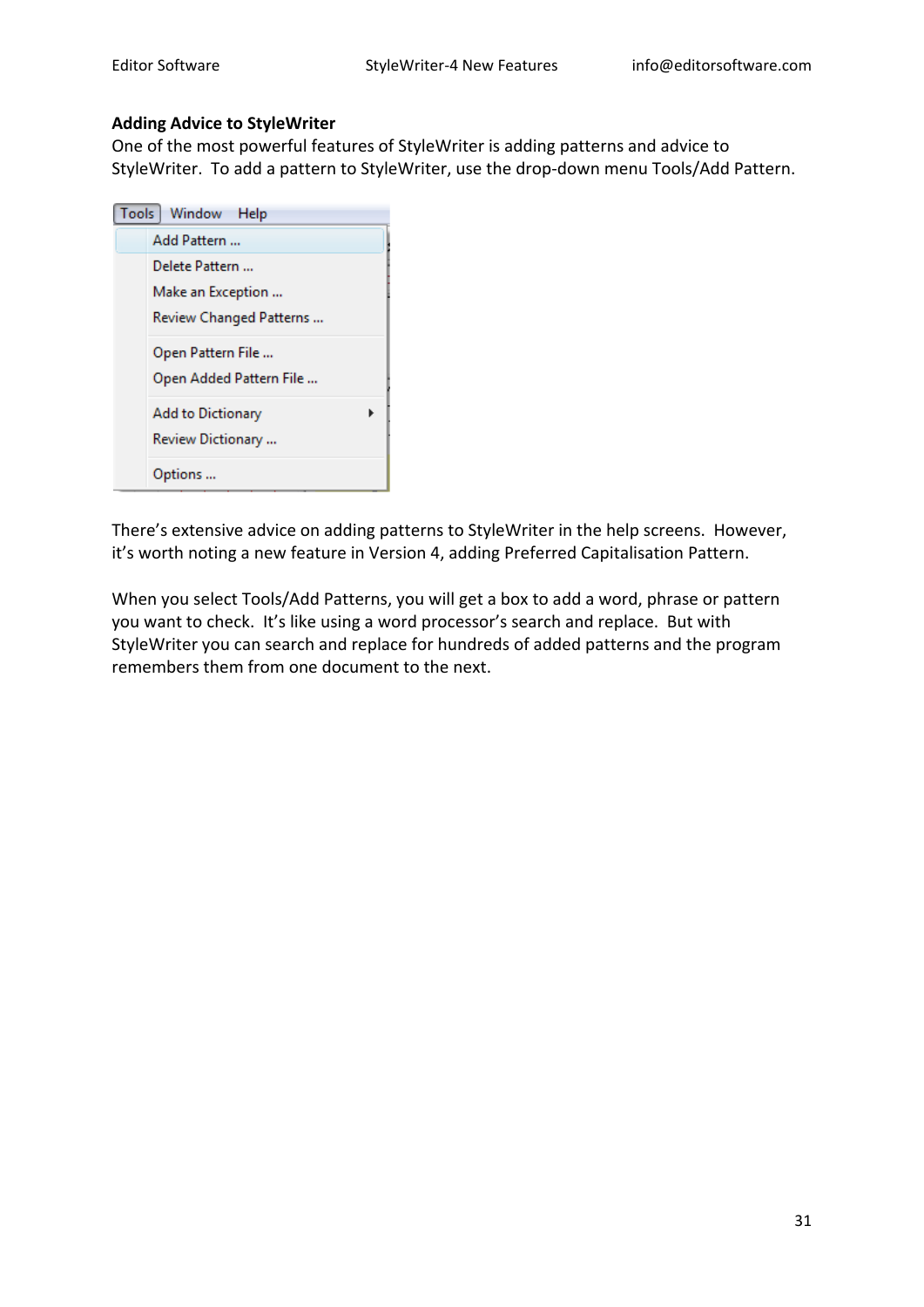**Adding Advice to StyleWriter**

One of the most powerful features of StyleWriter is adding patterns and advice to StyleWriter. To add a pattern to StyleWriter, use the drop-down menu Tools/Add Pattern.

Tools Window Help

Add Pattern ...
Delete Pattern ...
Make an Exception ...
Review Changed Patterns ...
Open Pattern File ...
Open Added Pattern File ...
Add to Dictionary
Review Dictionary ...
Options ...

There's extensive advice on adding patterns to StyleWriter in the help screens. However, it's worth noting a new feature in Version 4, adding Preferred Capitalisation Pattern.

When you select Tools/Add Patterns, you will get a box to add a word, phrase or pattern you want to check. It's like using a word processor's search and replace. But with StyleWriter you can search and replace for hundreds of added patterns and the program remembers them from one document to the next.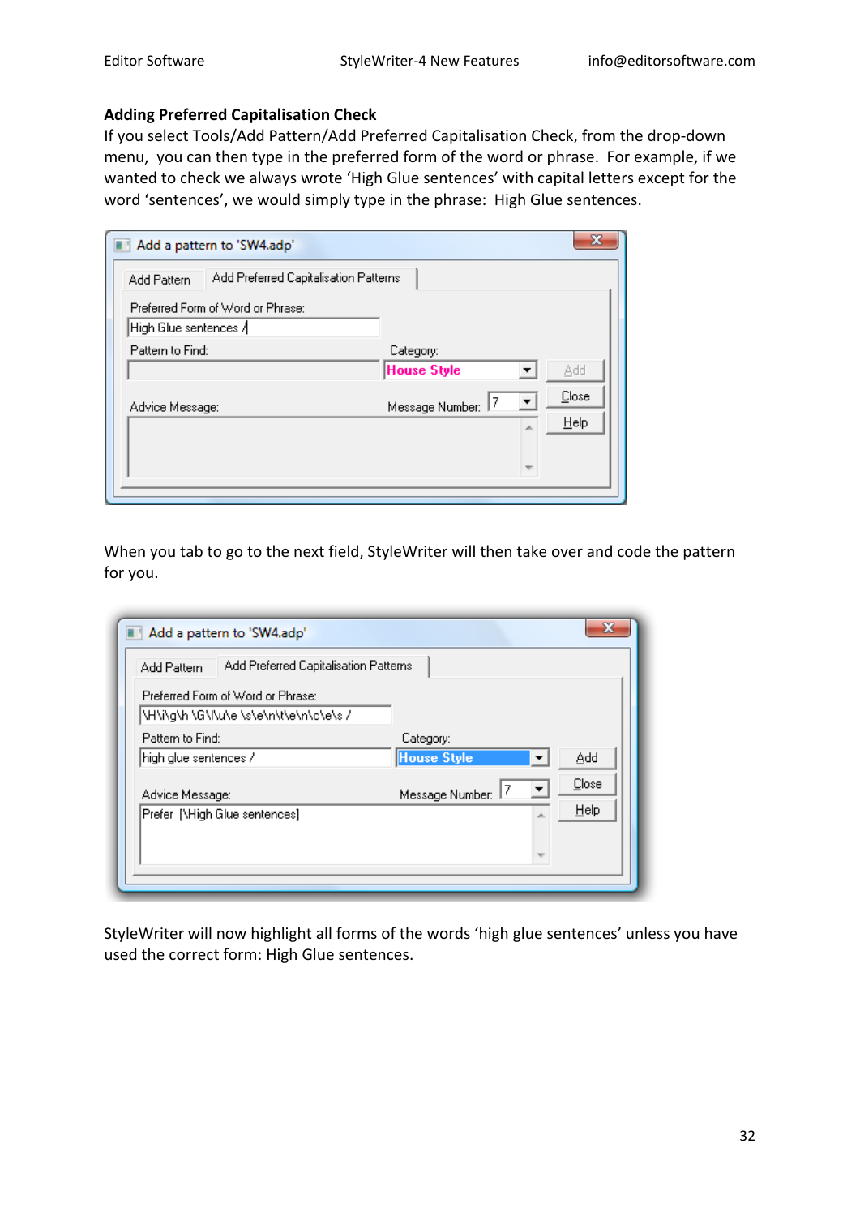### Adding Preferred Capitalisation Check

If you select Tools/Add Pattern/Add Preferred Capitalisation Check, from the drop-down menu, you can then type in the preferred form of the word or phrase. For example, if we wanted to check we always wrote 'High Glue sentences' with capital letters except for the word 'sentences', we would simply type in the phrase: High Glue sentences.

When you tab to go to the next field, StyleWriter will then take over and code the pattern for you.

StyleWriter will now highlight all forms of the words 'high glue sentences' unless you have used the correct form: High Glue sentences.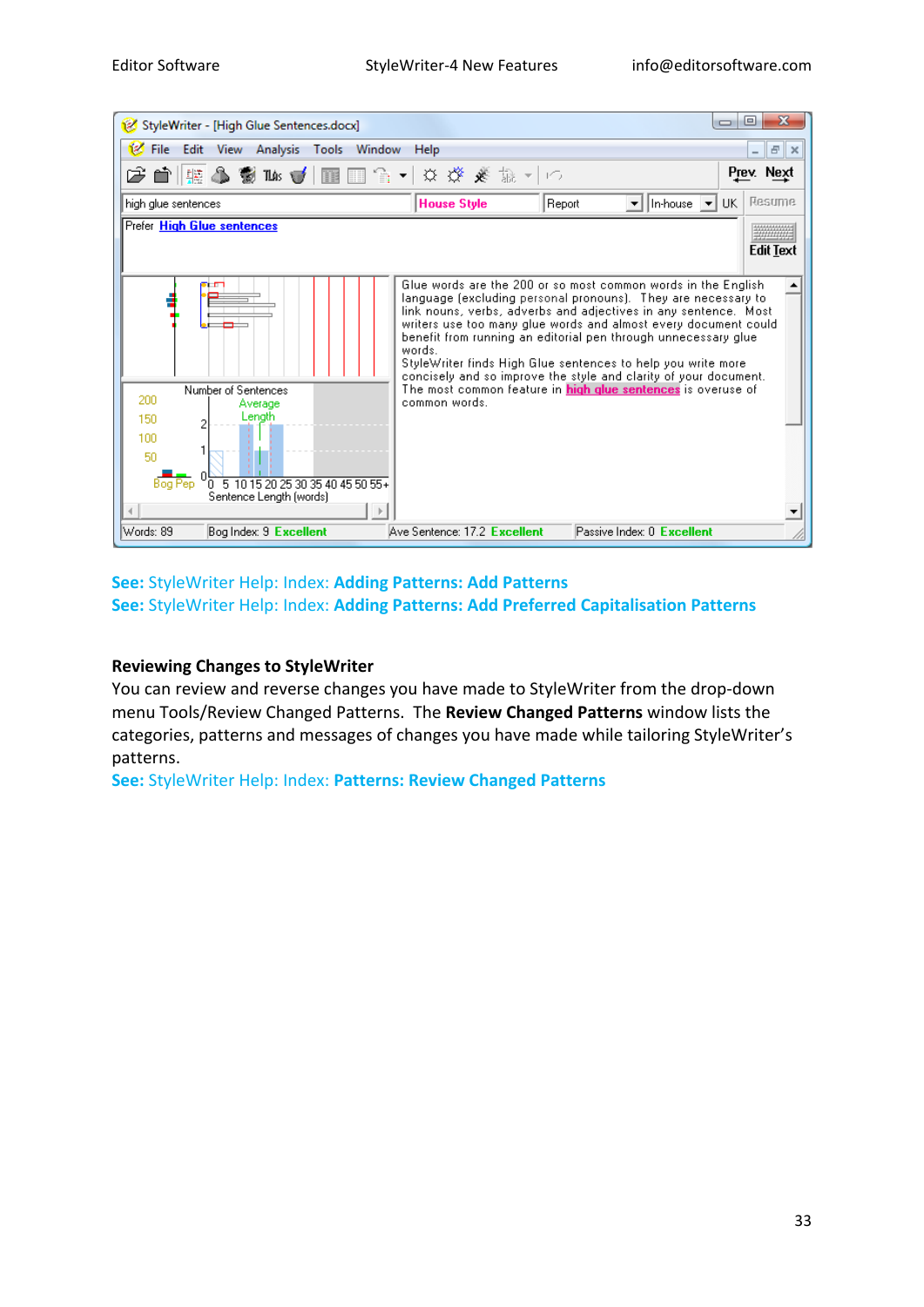See: StyleWriter Help: Index: **Adding Patterns: Add Patterns**
See: StyleWriter Help: Index: **Adding Patterns: Add Preferred Capitalisation Patterns**

**Reviewing Changes to StyleWriter**

You can review and reverse changes you have made to StyleWriter from the drop-down menu Tools/Review Changed Patterns. The **Review Changed Patterns** window lists the categories, patterns and messages of changes you have made while tailoring StyleWriter's patterns.

See: StyleWriter Help: Index: **Patterns: Review Changed Patterns**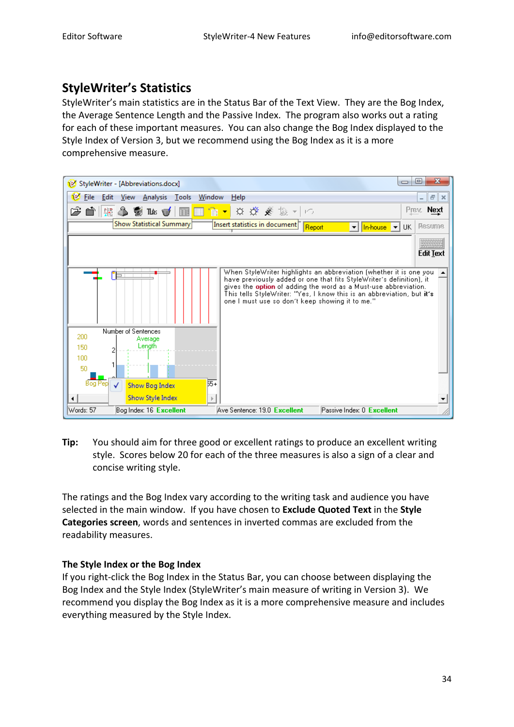## StyleWriter's Statistics

StyleWriter's main statistics are in the Status Bar of the Text View. They are the Bog Index, the Average Sentence Length and the Passive Index. The program also works out a rating for each of these important measures. You can also change the Bog Index displayed to the Style Index of Version 3, but we recommend using the Bog Index as it is a more comprehensive measure.

**Tip:** You should aim for three good or excellent ratings to produce an excellent writing style. Scores below 20 for each of the three measures is also a sign of a clear and concise writing style.

The ratings and the Bog Index vary according to the writing task and audience you have selected in the main window. If you have chosen to **Exclude Quoted Text** in the **Style Categories screen**, words and sentences in inverted commas are excluded from the readability measures.

### The Style Index or the Bog Index

If you right-click the Bog Index in the Status Bar, you can choose between displaying the Bog Index and the Style Index (StyleWriter's main measure of writing in Version 3). We recommend you display the Bog Index as it is a more comprehensive measure and includes everything measured by the Style Index.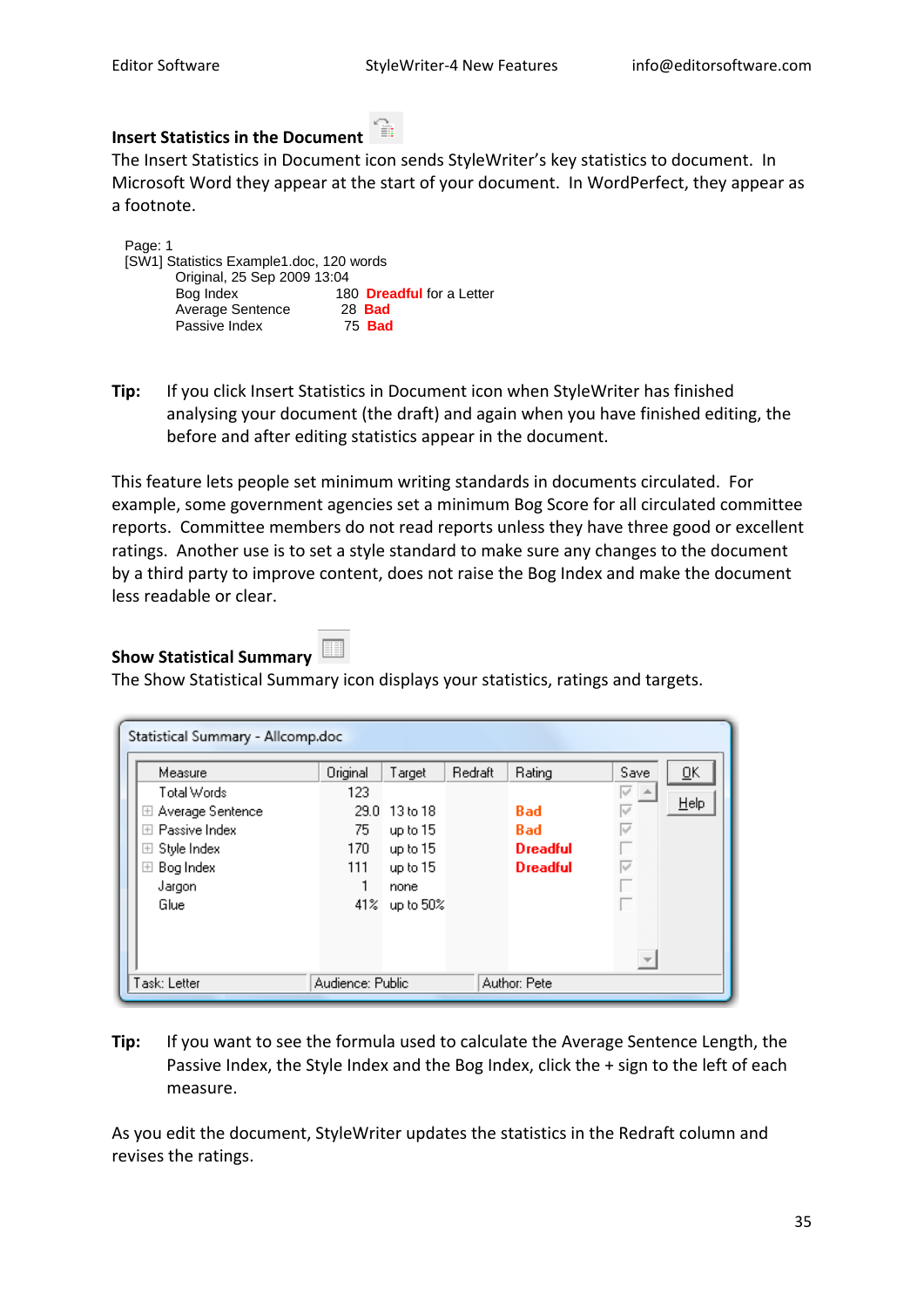## Insert Statistics in the Document

The Insert Statistics in Document icon sends StyleWriter's key statistics to document. In Microsoft Word they appear at the start of your document. In WordPerfect, they appear as a footnote.

Page: 1
[SW1] Statistics Example1.doc, 120 words
Original, 25 Sep 2009 13:04

| | | |
|---|---|---|
| Bog Index | 180 | **Dreadful** for a Letter |
| Average Sentence | 28 | **Bad** |
| Passive Index | 75 | **Bad** |

**Tip:** If you click Insert Statistics in Document icon when StyleWriter has finished analysing your document (the draft) and again when you have finished editing, the before and after editing statistics appear in the document.

This feature lets people set minimum writing standards in documents circulated. For example, some government agencies set a minimum Bog Score for all circulated committee reports. Committee members do not read reports unless they have three good or excellent ratings. Another use is to set a style standard to make sure any changes to the document by a third party to improve content, does not raise the Bog Index and make the document less readable or clear.

## Show Statistical Summary

The Show Statistical Summary icon displays your statistics, ratings and targets.

Statistical Summary - Allcomp.doc

| Measure | Original | Target | Redraft | Rating | Save |
|---|---|---|---|---|---|
| Total Words | 123 | | | | ☑ |
| ⊞ Average Sentence | 29.0 | 13 to 18 | | **Bad** | ☑ |
| ⊞ Passive Index | 75 | up to 15 | | **Bad** | ☑ |
| ⊞ Style Index | 170 | up to 15 | | **Dreadful** | ☐ |
| ⊞ Bog Index | 111 | up to 15 | | **Dreadful** | ☑ |
| Jargon | 1 | none | | | ☐ |
| Glue | 41% | up to 50% | | | ☐ |

OK | Help

Task: Letter | Audience: Public | Author: Pete

**Tip:** If you want to see the formula used to calculate the Average Sentence Length, the Passive Index, the Style Index and the Bog Index, click the + sign to the left of each measure.

As you edit the document, StyleWriter updates the statistics in the Redraft column and revises the ratings.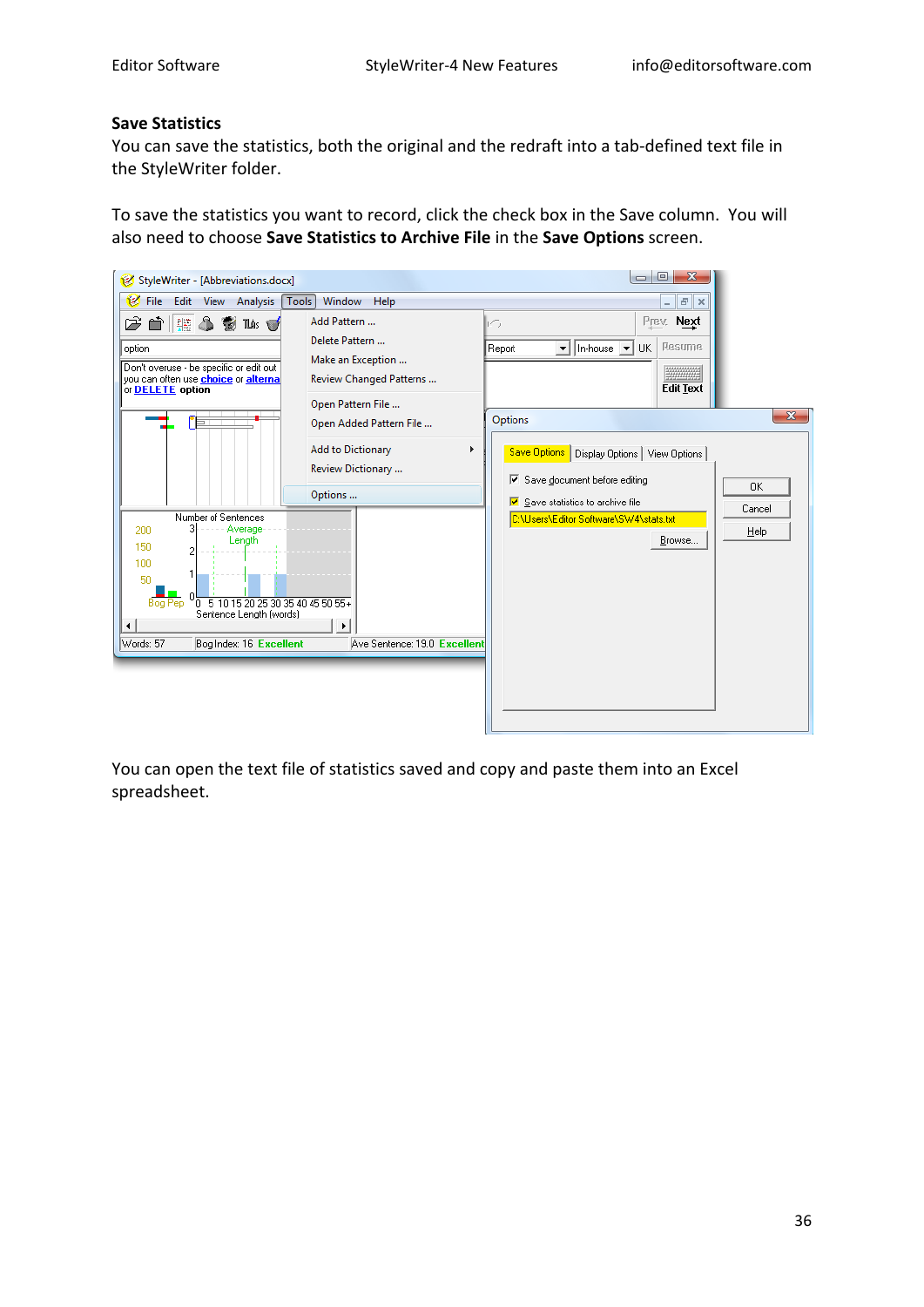## Save Statistics

You can save the statistics, both the original and the redraft into a tab-defined text file in the StyleWriter folder.

To save the statistics you want to record, click the check box in the Save column. You will also need to choose **Save Statistics to Archive File** in the **Save Options** screen.

You can open the text file of statistics saved and copy and paste them into an Excel spreadsheet.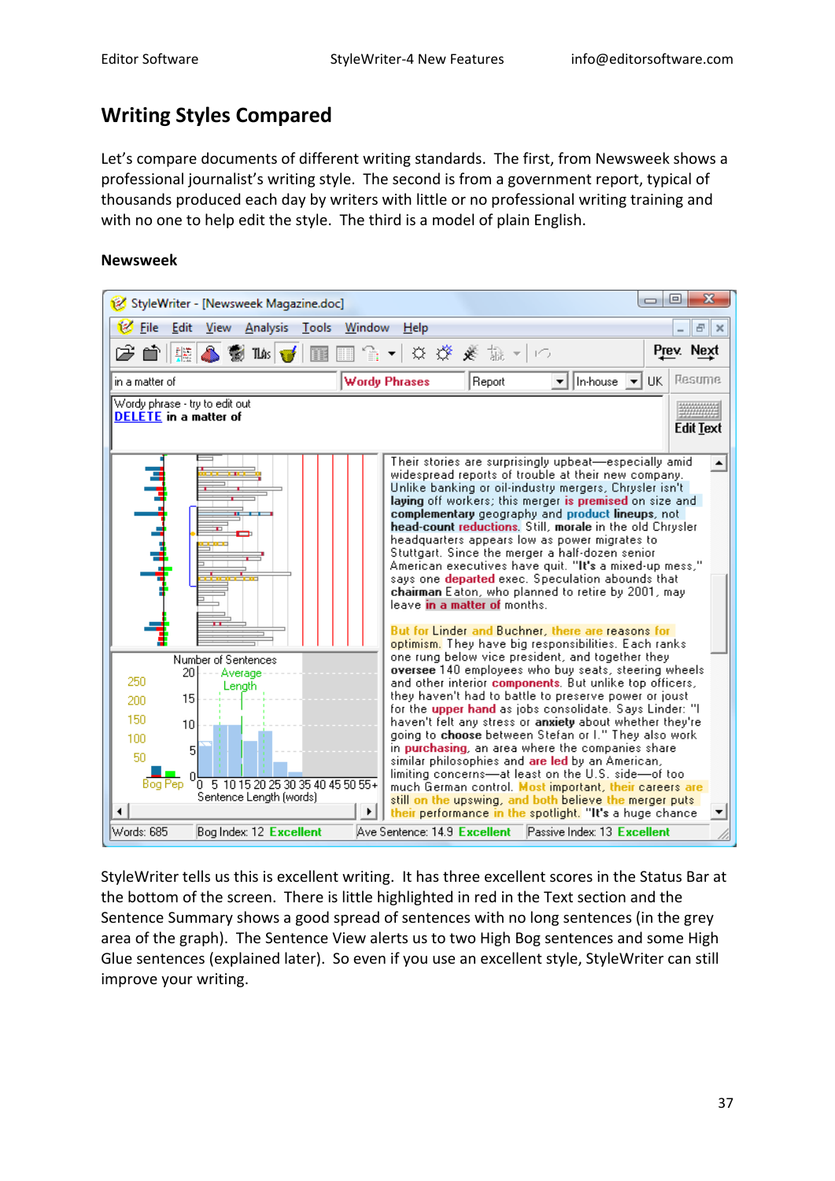## Writing Styles Compared

Let's compare documents of different writing standards. The first, from Newsweek shows a professional journalist's writing style. The second is from a government report, typical of thousands produced each day by writers with little or no professional writing training and with no one to help edit the style. The third is a model of plain English.

**Newsweek**

StyleWriter tells us this is excellent writing. It has three excellent scores in the Status Bar at the bottom of the screen. There is little highlighted in red in the Text section and the Sentence Summary shows a good spread of sentences with no long sentences (in the grey area of the graph). The Sentence View alerts us to two High Bog sentences and some High Glue sentences (explained later). So even if you use an excellent style, StyleWriter can still improve your writing.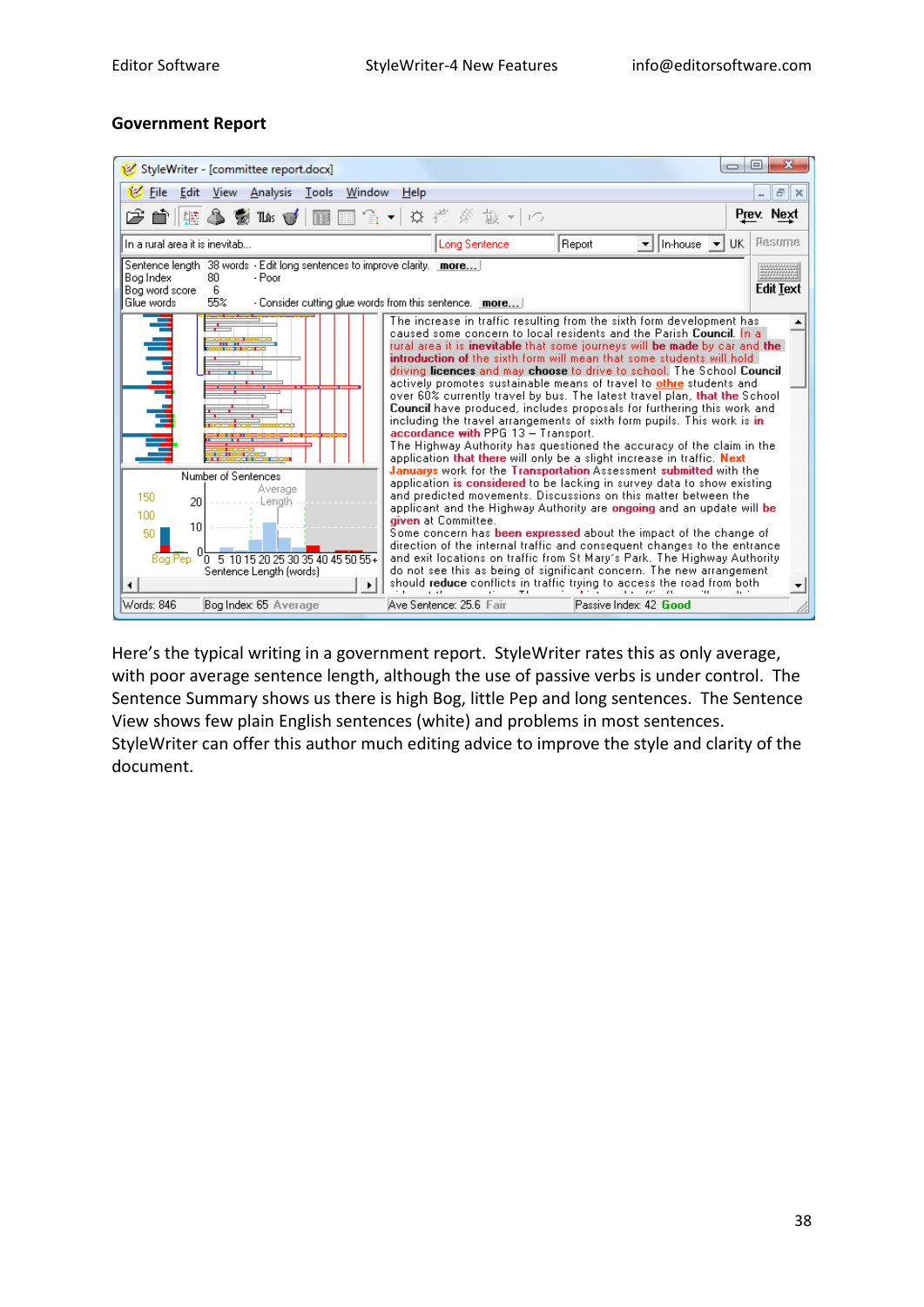## Government Report

Here's the typical writing in a government report. StyleWriter rates this as only average, with poor average sentence length, although the use of passive verbs is under control. The Sentence Summary shows us there is high Bog, little Pep and long sentences. The Sentence View shows few plain English sentences (white) and problems in most sentences. StyleWriter can offer this author much editing advice to improve the style and clarity of the document.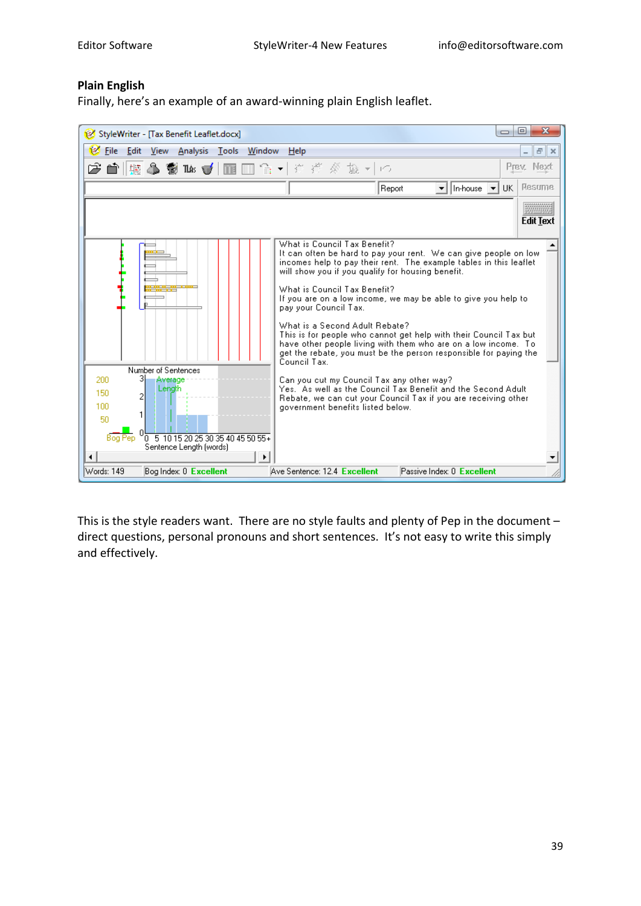## Plain English

Finally, here's an example of an award-winning plain English leaflet.

StyleWriter - [Tax Benefit Leaflet.docx]

File Edit View Analysis Tools Window Help

Prev Next

Report In-house UK Resume

Edit Text

What is Council Tax Benefit?
It can often be hard to pay your rent. We can give people on low incomes help to pay their rent. The example tables in this leaflet will show you if you qualify for housing benefit.

What is Council Tax Benefit?
If you are on a low income, we may be able to give you help to pay your Council Tax.

What is a Second Adult Rebate?
This is for people who cannot get help with their Council Tax but have other people living with them who are on a low income. To get the rebate, you must be the person responsible for paying the Council Tax.

Can you cut my Council Tax any other way?
Yes. As well as the Council Tax Benefit and the Second Adult Rebate, we can cut your Council Tax if you are receiving other government benefits listed below.

Number of Sentences

Average Length

200
150
100
50

3
2
1
0

Bog Pep

0 5 10 15 20 25 30 35 40 45 50 55+

Sentence Length (words)

Words: 149 | Bog Index: 0 Excellent | Ave Sentence: 12.4 Excellent | Passive Index: 0 Excellent

This is the style readers want. There are no style faults and plenty of Pep in the document – direct questions, personal pronouns and short sentences. It's not easy to write this simply and effectively.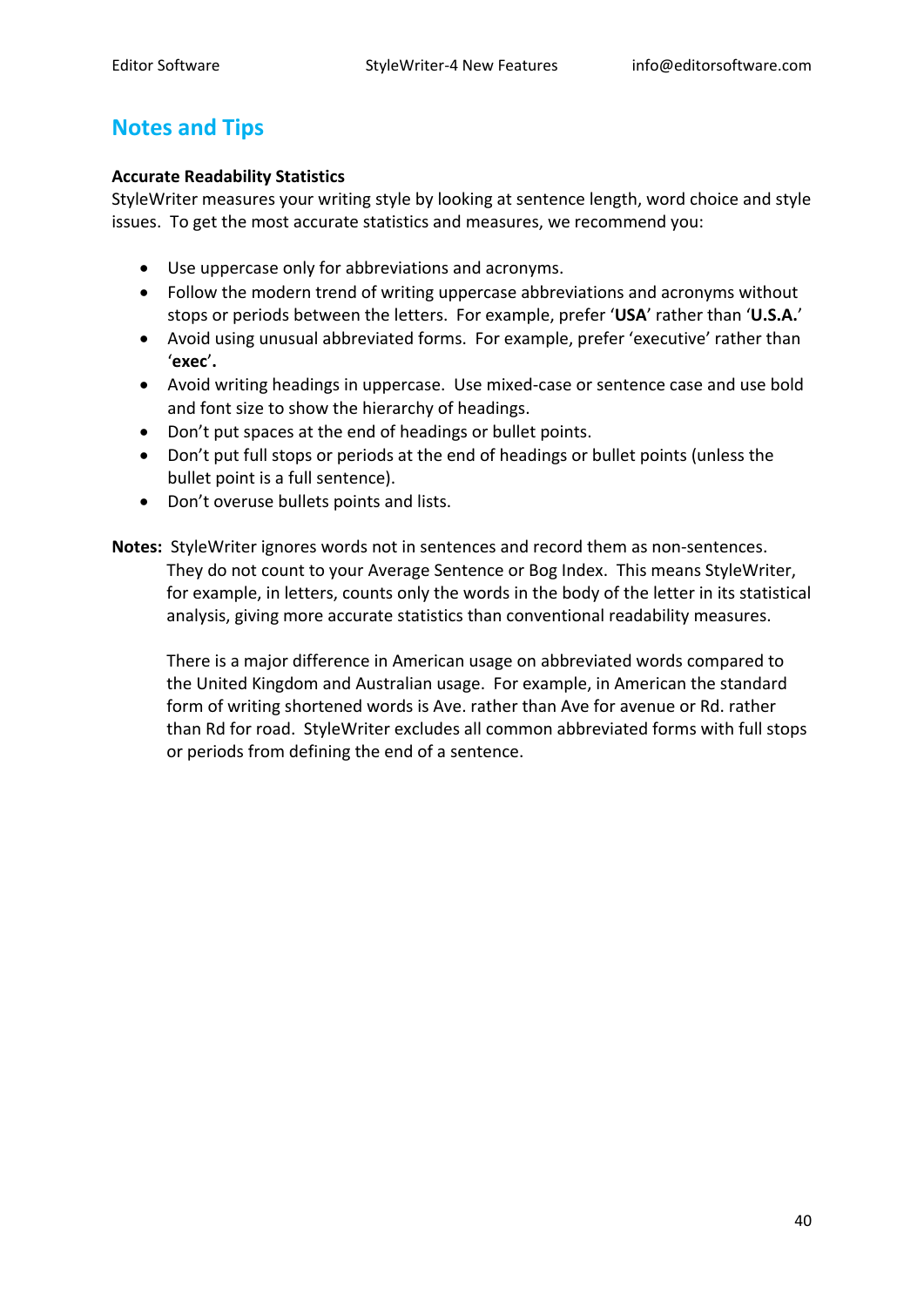## Notes and Tips

**Accurate Readability Statistics**
StyleWriter measures your writing style by looking at sentence length, word choice and style issues. To get the most accurate statistics and measures, we recommend you:

- Use uppercase only for abbreviations and acronyms.
- Follow the modern trend of writing uppercase abbreviations and acronyms without stops or periods between the letters. For example, prefer '**USA**' rather than '**U.S.A.**'
- Avoid using unusual abbreviated forms. For example, prefer 'executive' rather than '**exec**'**.**
- Avoid writing headings in uppercase. Use mixed-case or sentence case and use bold and font size to show the hierarchy of headings.
- Don't put spaces at the end of headings or bullet points.
- Don't put full stops or periods at the end of headings or bullet points (unless the bullet point is a full sentence).
- Don't overuse bullets points and lists.

**Notes:** StyleWriter ignores words not in sentences and record them as non-sentences. They do not count to your Average Sentence or Bog Index. This means StyleWriter, for example, in letters, counts only the words in the body of the letter in its statistical analysis, giving more accurate statistics than conventional readability measures.

There is a major difference in American usage on abbreviated words compared to the United Kingdom and Australian usage. For example, in American the standard form of writing shortened words is Ave. rather than Ave for avenue or Rd. rather than Rd for road. StyleWriter excludes all common abbreviated forms with full stops or periods from defining the end of a sentence.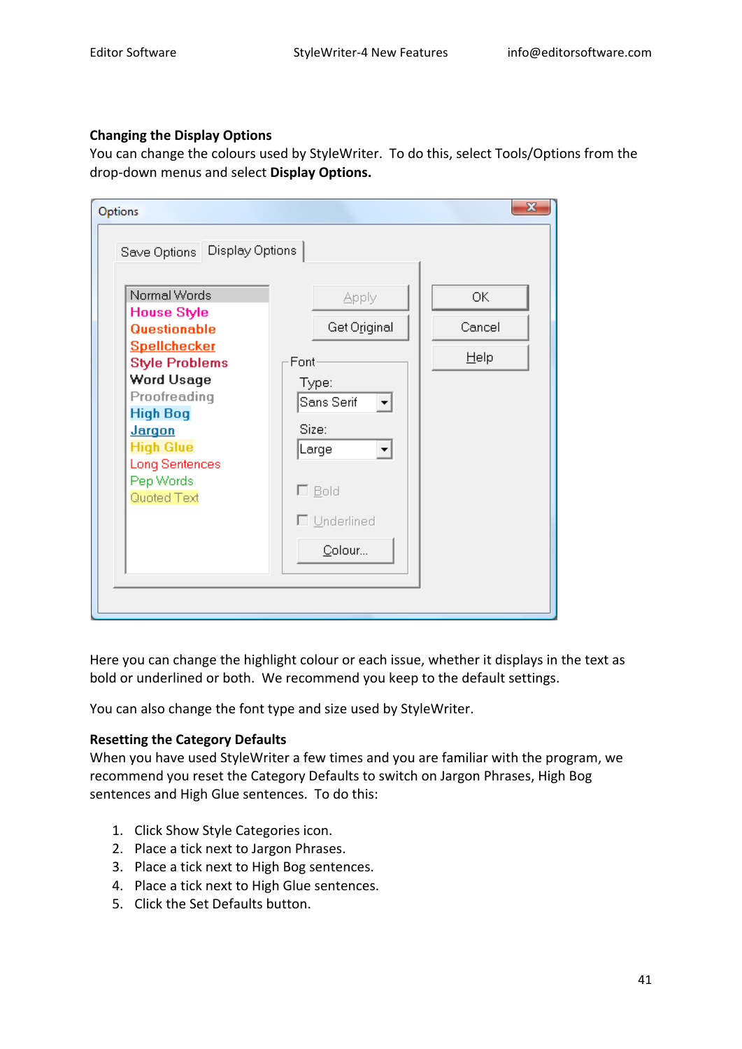## Changing the Display Options

You can change the colours used by StyleWriter. To do this, select Tools/Options from the drop-down menus and select **Display Options.**

Options

Save Options Display Options

Normal Words
House Style
Questionable
Spellchecker
Style Problems
Word Usage
Proofreading
High Bog
Jargon
High Glue
Long Sentences
Pep Words
Quoted Text

Apply
Get Original
Font
Type:
Sans Serif
Size:
Large
Bold
Underlined
Colour...

OK
Cancel
Help

Here you can change the highlight colour or each issue, whether it displays in the text as bold or underlined or both. We recommend you keep to the default settings.

You can also change the font type and size used by StyleWriter.

## Resetting the Category Defaults

When you have used StyleWriter a few times and you are familiar with the program, we recommend you reset the Category Defaults to switch on Jargon Phrases, High Bog sentences and High Glue sentences. To do this:

1. Click Show Style Categories icon.
2. Place a tick next to Jargon Phrases.
3. Place a tick next to High Bog sentences.
4. Place a tick next to High Glue sentences.
5. Click the Set Defaults button.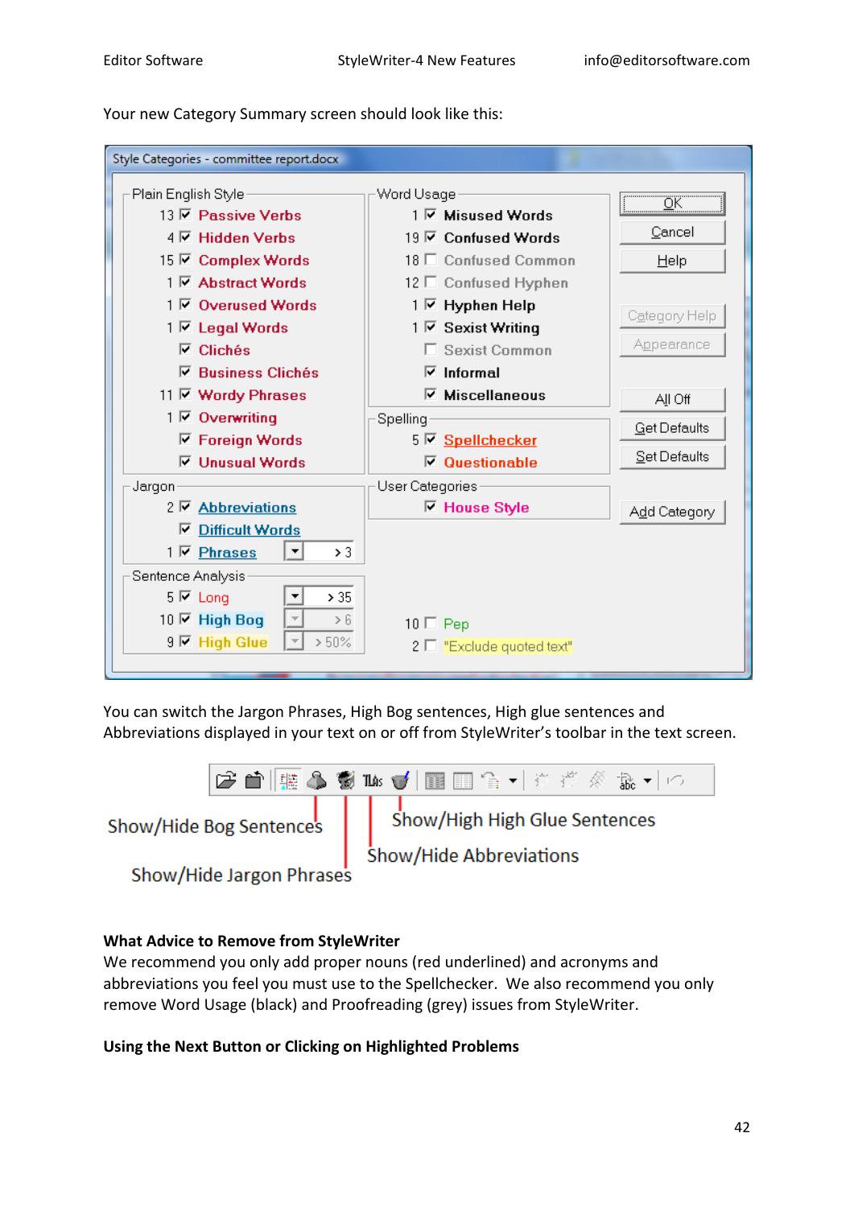Your new Category Summary screen should look like this:

Style Categories - committee report.docx

Plain English Style
13 ☑ Passive Verbs
4 ☑ Hidden Verbs
15 ☑ Complex Words
1 ☑ Abstract Words
1 ☑ Overused Words
1 ☑ Legal Words
☑ Clichés
☑ Business Clichés
11 ☑ Wordy Phrases
1 ☑ Overwriting
☑ Foreign Words
☑ Unusual Words

Jargon
2 ☑ Abbreviations
☑ Difficult Words
1 ☑ Phrases > 3

Sentence Analysis
5 ☑ Long > 35
10 ☑ High Bog > 6
9 ☑ High Glue > 50%

Word Usage
1 ☑ Misused Words
19 ☑ Confused Words
18 ☐ Confused Common
12 ☐ Confused Hyphen
1 ☑ Hyphen Help
1 ☑ Sexist Writing
☐ Sexist Common
☑ Informal
☑ Miscellaneous

Spelling
5 ☑ Spellchecker
☑ Questionable

User Categories
☑ House Style

10 ☐ Pep
2 ☐ "Exclude quoted text"

OK
Cancel
Help
Category Help
Appearance
All Off
Get Defaults
Set Defaults
Add Category

You can switch the Jargon Phrases, High Bog sentences, High glue sentences and Abbreviations displayed in your text on or off from StyleWriter's toolbar in the text screen.

Show/Hide Bog Sentences

Show/High High Glue Sentences

Show/Hide Abbreviations

Show/Hide Jargon Phrases

**What Advice to Remove from StyleWriter**

We recommend you only add proper nouns (red underlined) and acronyms and abbreviations you feel you must use to the Spellchecker. We also recommend you only remove Word Usage (black) and Proofreading (grey) issues from StyleWriter.

**Using the Next Button or Clicking on Highlighted Problems**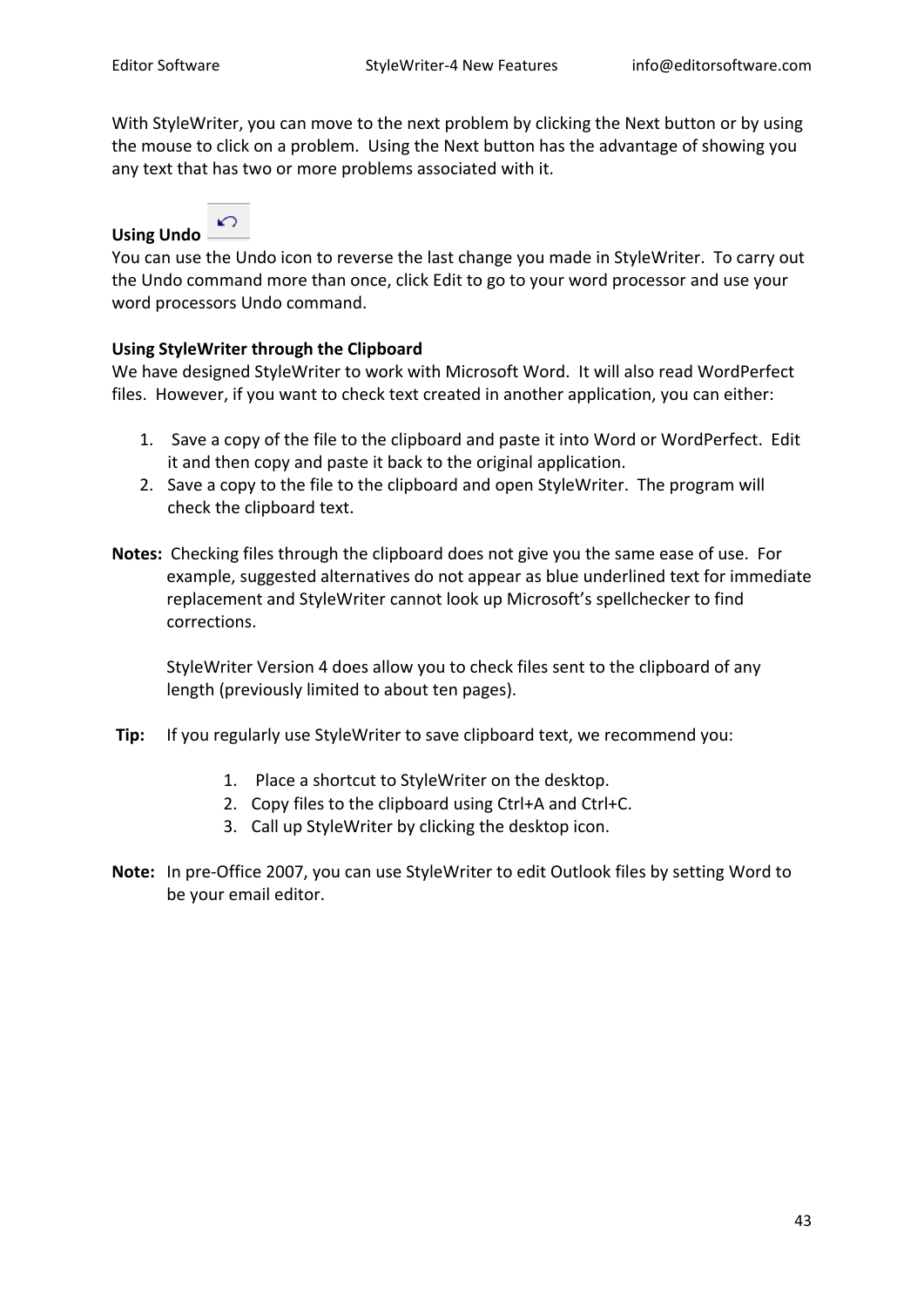With StyleWriter, you can move to the next problem by clicking the Next button or by using the mouse to click on a problem. Using the Next button has the advantage of showing you any text that has two or more problems associated with it.

**Using Undo**

You can use the Undo icon to reverse the last change you made in StyleWriter. To carry out the Undo command more than once, click Edit to go to your word processor and use your word processors Undo command.

**Using StyleWriter through the Clipboard**

We have designed StyleWriter to work with Microsoft Word. It will also read WordPerfect files. However, if you want to check text created in another application, you can either:

1. Save a copy of the file to the clipboard and paste it into Word or WordPerfect. Edit it and then copy and paste it back to the original application.
2. Save a copy to the file to the clipboard and open StyleWriter. The program will check the clipboard text.

**Notes:** Checking files through the clipboard does not give you the same ease of use. For example, suggested alternatives do not appear as blue underlined text for immediate replacement and StyleWriter cannot look up Microsoft's spellchecker to find corrections.

StyleWriter Version 4 does allow you to check files sent to the clipboard of any length (previously limited to about ten pages).

**Tip:** If you regularly use StyleWriter to save clipboard text, we recommend you:

1. Place a shortcut to StyleWriter on the desktop.
2. Copy files to the clipboard using Ctrl+A and Ctrl+C.
3. Call up StyleWriter by clicking the desktop icon.

**Note:** In pre-Office 2007, you can use StyleWriter to edit Outlook files by setting Word to be your email editor.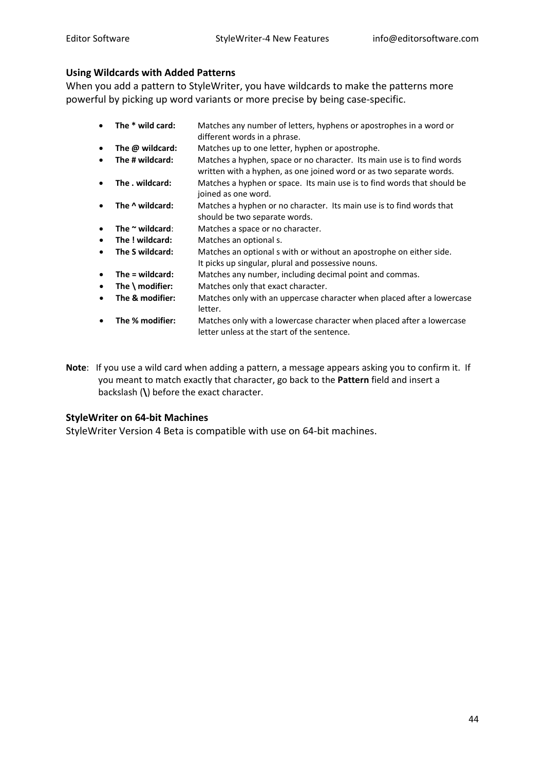### Using Wildcards with Added Patterns

When you add a pattern to StyleWriter, you have wildcards to make the patterns more powerful by picking up word variants or more precise by being case-specific.

- **The * wild card:** Matches any number of letters, hyphens or apostrophes in a word or different words in a phrase.
- **The @ wildcard:** Matches up to one letter, hyphen or apostrophe.
- **The # wildcard:** Matches a hyphen, space or no character. Its main use is to find words written with a hyphen, as one joined word or as two separate words.
- **The . wildcard:** Matches a hyphen or space. Its main use is to find words that should be joined as one word.
- **The ^ wildcard:** Matches a hyphen or no character. Its main use is to find words that should be two separate words.
- **The ~ wildcard**: Matches a space or no character.
- **The ! wildcard:** Matches an optional s.
- **The S wildcard:** Matches an optional s with or without an apostrophe on either side. It picks up singular, plural and possessive nouns.
- **The = wildcard:** Matches any number, including decimal point and commas.
- **The \ modifier:** Matches only that exact character.
- **The & modifier:** Matches only with an uppercase character when placed after a lowercase letter.
- **The % modifier:** Matches only with a lowercase character when placed after a lowercase letter unless at the start of the sentence.

**Note**: If you use a wild card when adding a pattern, a message appears asking you to confirm it. If you meant to match exactly that character, go back to the **Pattern** field and insert a backslash (**\**) before the exact character.

### StyleWriter on 64-bit Machines

StyleWriter Version 4 Beta is compatible with use on 64-bit machines.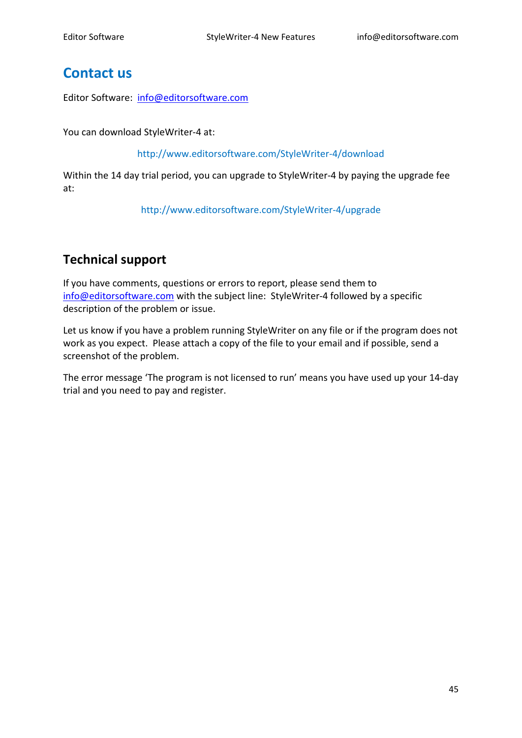# Contact us

Editor Software: info@editorsoftware.com

You can download StyleWriter-4 at:

http://www.editorsoftware.com/StyleWriter-4/download

Within the 14 day trial period, you can upgrade to StyleWriter-4 by paying the upgrade fee at:

http://www.editorsoftware.com/StyleWriter-4/upgrade

## Technical support

If you have comments, questions or errors to report, please send them to info@editorsoftware.com with the subject line: StyleWriter-4 followed by a specific description of the problem or issue.

Let us know if you have a problem running StyleWriter on any file or if the program does not work as you expect. Please attach a copy of the file to your email and if possible, send a screenshot of the problem.

The error message 'The program is not licensed to run' means you have used up your 14-day trial and you need to pay and register.